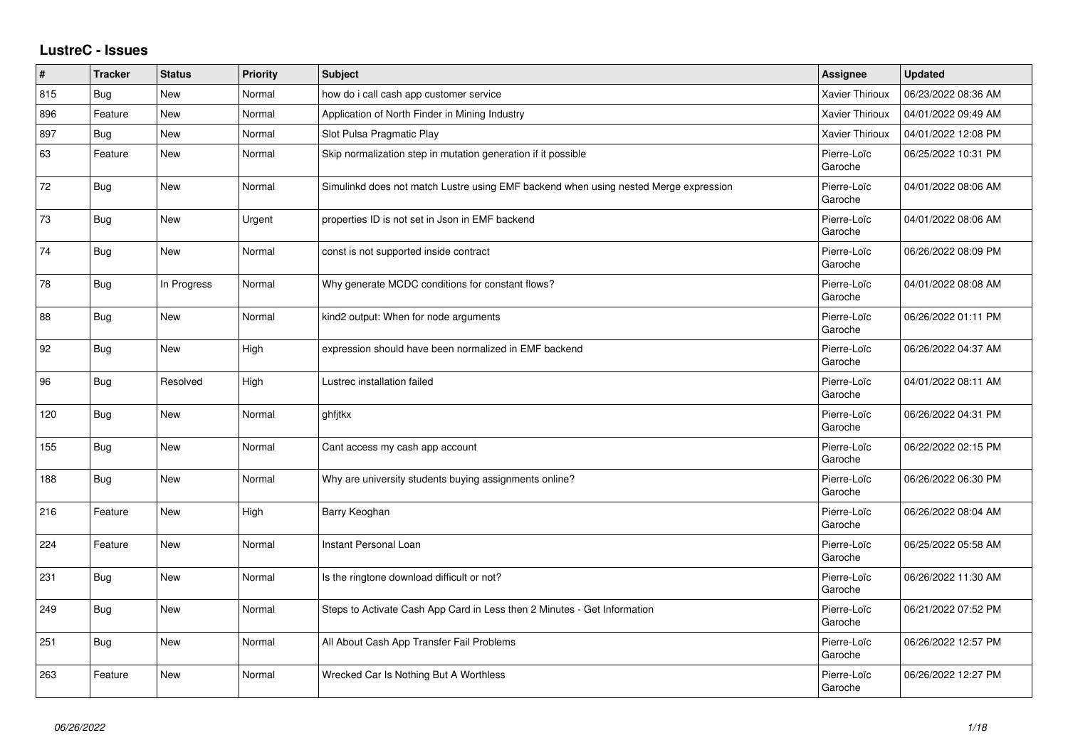## LustreC - Issues

| # | Tracker | Status | Priority | Subject | Assignee | Updated |
|---|---|---|---|---|---|---|
| 815 | Bug | New | Normal | how do i call cash app customer service | Xavier Thirioux | 06/23/2022 08:36 AM |
| 896 | Feature | New | Normal | Application of North Finder in Mining Industry | Xavier Thirioux | 04/01/2022 09:49 AM |
| 897 | Bug | New | Normal | Slot Pulsa Pragmatic Play | Xavier Thirioux | 04/01/2022 12:08 PM |
| 63 | Feature | New | Normal | Skip normalization step in mutation generation if it possible | Pierre-Loïc Garoche | 06/25/2022 10:31 PM |
| 72 | Bug | New | Normal | Simulinkd does not match Lustre using EMF backend when using nested Merge expression | Pierre-Loïc Garoche | 04/01/2022 08:06 AM |
| 73 | Bug | New | Urgent | properties ID is not set in Json in EMF backend | Pierre-Loïc Garoche | 04/01/2022 08:06 AM |
| 74 | Bug | New | Normal | const is not supported inside contract | Pierre-Loïc Garoche | 06/26/2022 08:09 PM |
| 78 | Bug | In Progress | Normal | Why generate MCDC conditions for constant flows? | Pierre-Loïc Garoche | 04/01/2022 08:08 AM |
| 88 | Bug | New | Normal | kind2 output: When for node arguments | Pierre-Loïc Garoche | 06/26/2022 01:11 PM |
| 92 | Bug | New | High | expression should have been normalized in EMF backend | Pierre-Loïc Garoche | 06/26/2022 04:37 AM |
| 96 | Bug | Resolved | High | Lustrec installation failed | Pierre-Loïc Garoche | 04/01/2022 08:11 AM |
| 120 | Bug | New | Normal | ghfjtkx | Pierre-Loïc Garoche | 06/26/2022 04:31 PM |
| 155 | Bug | New | Normal | Cant access my cash app account | Pierre-Loïc Garoche | 06/22/2022 02:15 PM |
| 188 | Bug | New | Normal | Why are university students buying assignments online? | Pierre-Loïc Garoche | 06/26/2022 06:30 PM |
| 216 | Feature | New | High | Barry Keoghan | Pierre-Loïc Garoche | 06/26/2022 08:04 AM |
| 224 | Feature | New | Normal | Instant Personal Loan | Pierre-Loïc Garoche | 06/25/2022 05:58 AM |
| 231 | Bug | New | Normal | Is the ringtone download difficult or not? | Pierre-Loïc Garoche | 06/26/2022 11:30 AM |
| 249 | Bug | New | Normal | Steps to Activate Cash App Card in Less then 2 Minutes - Get Information | Pierre-Loïc Garoche | 06/21/2022 07:52 PM |
| 251 | Bug | New | Normal | All About Cash App Transfer Fail Problems | Pierre-Loïc Garoche | 06/26/2022 12:57 PM |
| 263 | Feature | New | Normal | Wrecked Car Is Nothing But A Worthless | Pierre-Loïc Garoche | 06/26/2022 12:27 PM |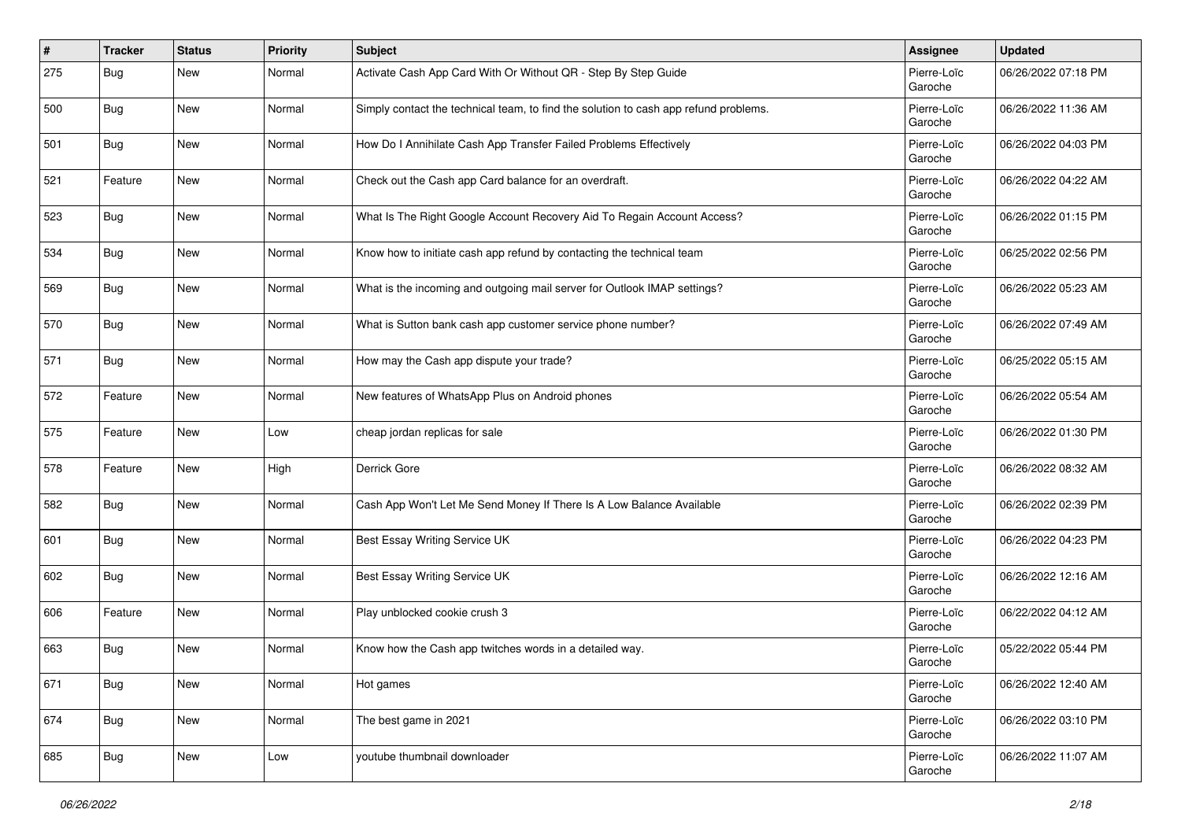| # | Tracker | Status | Priority | Subject | Assignee | Updated |
|---|---|---|---|---|---|---|
| 275 | Bug | New | Normal | Activate Cash App Card With Or Without QR - Step By Step Guide | Pierre-Loïc Garoche | 06/26/2022 07:18 PM |
| 500 | Bug | New | Normal | Simply contact the technical team, to find the solution to cash app refund problems. | Pierre-Loïc Garoche | 06/26/2022 11:36 AM |
| 501 | Bug | New | Normal | How Do I Annihilate Cash App Transfer Failed Problems Effectively | Pierre-Loïc Garoche | 06/26/2022 04:03 PM |
| 521 | Feature | New | Normal | Check out the Cash app Card balance for an overdraft. | Pierre-Loïc Garoche | 06/26/2022 04:22 AM |
| 523 | Bug | New | Normal | What Is The Right Google Account Recovery Aid To Regain Account Access? | Pierre-Loïc Garoche | 06/26/2022 01:15 PM |
| 534 | Bug | New | Normal | Know how to initiate cash app refund by contacting the technical team | Pierre-Loïc Garoche | 06/25/2022 02:56 PM |
| 569 | Bug | New | Normal | What is the incoming and outgoing mail server for Outlook IMAP settings? | Pierre-Loïc Garoche | 06/26/2022 05:23 AM |
| 570 | Bug | New | Normal | What is Sutton bank cash app customer service phone number? | Pierre-Loïc Garoche | 06/26/2022 07:49 AM |
| 571 | Bug | New | Normal | How may the Cash app dispute your trade? | Pierre-Loïc Garoche | 06/25/2022 05:15 AM |
| 572 | Feature | New | Normal | New features of WhatsApp Plus on Android phones | Pierre-Loïc Garoche | 06/26/2022 05:54 AM |
| 575 | Feature | New | Low | cheap jordan replicas for sale | Pierre-Loïc Garoche | 06/26/2022 01:30 PM |
| 578 | Feature | New | High | Derrick Gore | Pierre-Loïc Garoche | 06/26/2022 08:32 AM |
| 582 | Bug | New | Normal | Cash App Won't Let Me Send Money If There Is A Low Balance Available | Pierre-Loïc Garoche | 06/26/2022 02:39 PM |
| 601 | Bug | New | Normal | Best Essay Writing Service UK | Pierre-Loïc Garoche | 06/26/2022 04:23 PM |
| 602 | Bug | New | Normal | Best Essay Writing Service UK | Pierre-Loïc Garoche | 06/26/2022 12:16 AM |
| 606 | Feature | New | Normal | Play unblocked cookie crush 3 | Pierre-Loïc Garoche | 06/22/2022 04:12 AM |
| 663 | Bug | New | Normal | Know how the Cash app twitches words in a detailed way. | Pierre-Loïc Garoche | 05/22/2022 05:44 PM |
| 671 | Bug | New | Normal | Hot games | Pierre-Loïc Garoche | 06/26/2022 12:40 AM |
| 674 | Bug | New | Normal | The best game in 2021 | Pierre-Loïc Garoche | 06/26/2022 03:10 PM |
| 685 | Bug | New | Low | youtube thumbnail downloader | Pierre-Loïc Garoche | 06/26/2022 11:07 AM |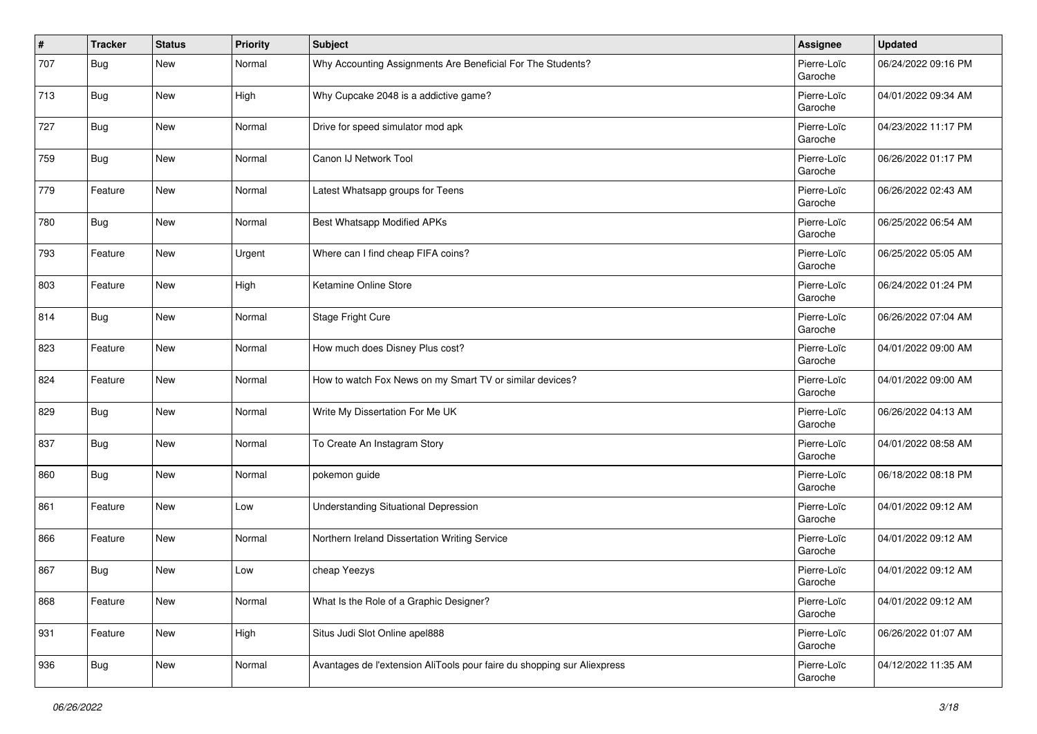| # | Tracker | Status | Priority | Subject | Assignee | Updated |
|---|---|---|---|---|---|---|
| 707 | Bug | New | Normal | Why Accounting Assignments Are Beneficial For The Students? | Pierre-Loïc Garoche | 06/24/2022 09:16 PM |
| 713 | Bug | New | High | Why Cupcake 2048 is a addictive game? | Pierre-Loïc Garoche | 04/01/2022 09:34 AM |
| 727 | Bug | New | Normal | Drive for speed simulator mod apk | Pierre-Loïc Garoche | 04/23/2022 11:17 PM |
| 759 | Bug | New | Normal | Canon IJ Network Tool | Pierre-Loïc Garoche | 06/26/2022 01:17 PM |
| 779 | Feature | New | Normal | Latest Whatsapp groups for Teens | Pierre-Loïc Garoche | 06/26/2022 02:43 AM |
| 780 | Bug | New | Normal | Best Whatsapp Modified APKs | Pierre-Loïc Garoche | 06/25/2022 06:54 AM |
| 793 | Feature | New | Urgent | Where can I find cheap FIFA coins? | Pierre-Loïc Garoche | 06/25/2022 05:05 AM |
| 803 | Feature | New | High | Ketamine Online Store | Pierre-Loïc Garoche | 06/24/2022 01:24 PM |
| 814 | Bug | New | Normal | Stage Fright Cure | Pierre-Loïc Garoche | 06/26/2022 07:04 AM |
| 823 | Feature | New | Normal | How much does Disney Plus cost? | Pierre-Loïc Garoche | 04/01/2022 09:00 AM |
| 824 | Feature | New | Normal | How to watch Fox News on my Smart TV or similar devices? | Pierre-Loïc Garoche | 04/01/2022 09:00 AM |
| 829 | Bug | New | Normal | Write My Dissertation For Me UK | Pierre-Loïc Garoche | 06/26/2022 04:13 AM |
| 837 | Bug | New | Normal | To Create An Instagram Story | Pierre-Loïc Garoche | 04/01/2022 08:58 AM |
| 860 | Bug | New | Normal | pokemon guide | Pierre-Loïc Garoche | 06/18/2022 08:18 PM |
| 861 | Feature | New | Low | Understanding Situational Depression | Pierre-Loïc Garoche | 04/01/2022 09:12 AM |
| 866 | Feature | New | Normal | Northern Ireland Dissertation Writing Service | Pierre-Loïc Garoche | 04/01/2022 09:12 AM |
| 867 | Bug | New | Low | cheap Yeezys | Pierre-Loïc Garoche | 04/01/2022 09:12 AM |
| 868 | Feature | New | Normal | What Is the Role of a Graphic Designer? | Pierre-Loïc Garoche | 04/01/2022 09:12 AM |
| 931 | Feature | New | High | Situs Judi Slot Online apel888 | Pierre-Loïc Garoche | 06/26/2022 01:07 AM |
| 936 | Bug | New | Normal | Avantages de l'extension AliTools pour faire du shopping sur Aliexpress | Pierre-Loïc Garoche | 04/12/2022 11:35 AM |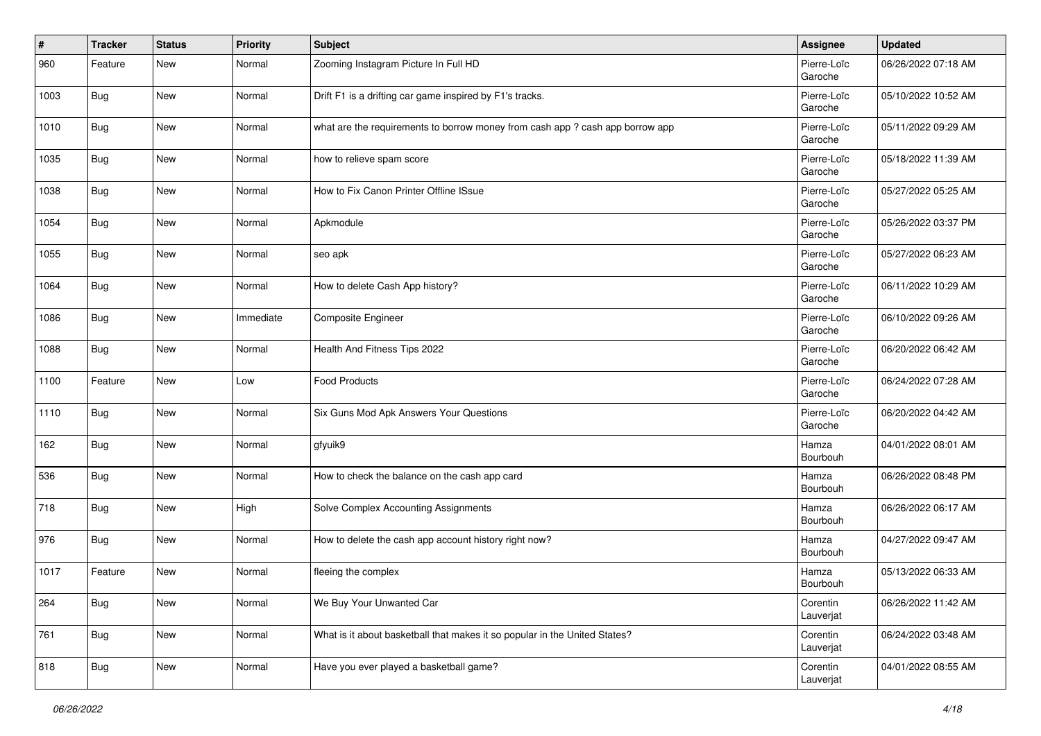| # | Tracker | Status | Priority | Subject | Assignee | Updated |
|---|---|---|---|---|---|---|
| 960 | Feature | New | Normal | Zooming Instagram Picture In Full HD | Pierre-Loïc Garoche | 06/26/2022 07:18 AM |
| 1003 | Bug | New | Normal | Drift F1 is a drifting car game inspired by F1's tracks. | Pierre-Loïc Garoche | 05/10/2022 10:52 AM |
| 1010 | Bug | New | Normal | what are the requirements to borrow money from cash app ? cash app borrow app | Pierre-Loïc Garoche | 05/11/2022 09:29 AM |
| 1035 | Bug | New | Normal | how to relieve spam score | Pierre-Loïc Garoche | 05/18/2022 11:39 AM |
| 1038 | Bug | New | Normal | How to Fix Canon Printer Offline ISsue | Pierre-Loïc Garoche | 05/27/2022 05:25 AM |
| 1054 | Bug | New | Normal | Apkmodule | Pierre-Loïc Garoche | 05/26/2022 03:37 PM |
| 1055 | Bug | New | Normal | seo apk | Pierre-Loïc Garoche | 05/27/2022 06:23 AM |
| 1064 | Bug | New | Normal | How to delete Cash App history? | Pierre-Loïc Garoche | 06/11/2022 10:29 AM |
| 1086 | Bug | New | Immediate | Composite Engineer | Pierre-Loïc Garoche | 06/10/2022 09:26 AM |
| 1088 | Bug | New | Normal | Health And Fitness Tips 2022 | Pierre-Loïc Garoche | 06/20/2022 06:42 AM |
| 1100 | Feature | New | Low | Food Products | Pierre-Loïc Garoche | 06/24/2022 07:28 AM |
| 1110 | Bug | New | Normal | Six Guns Mod Apk Answers Your Questions | Pierre-Loïc Garoche | 06/20/2022 04:42 AM |
| 162 | Bug | New | Normal | gfyuik9 | Hamza Bourbouh | 04/01/2022 08:01 AM |
| 536 | Bug | New | Normal | How to check the balance on the cash app card | Hamza Bourbouh | 06/26/2022 08:48 PM |
| 718 | Bug | New | High | Solve Complex Accounting Assignments | Hamza Bourbouh | 06/26/2022 06:17 AM |
| 976 | Bug | New | Normal | How to delete the cash app account history right now? | Hamza Bourbouh | 04/27/2022 09:47 AM |
| 1017 | Feature | New | Normal | fleeing the complex | Hamza Bourbouh | 05/13/2022 06:33 AM |
| 264 | Bug | New | Normal | We Buy Your Unwanted Car | Corentin Lauverjat | 06/26/2022 11:42 AM |
| 761 | Bug | New | Normal | What is it about basketball that makes it so popular in the United States? | Corentin Lauverjat | 06/24/2022 03:48 AM |
| 818 | Bug | New | Normal | Have you ever played a basketball game? | Corentin Lauverjat | 04/01/2022 08:55 AM |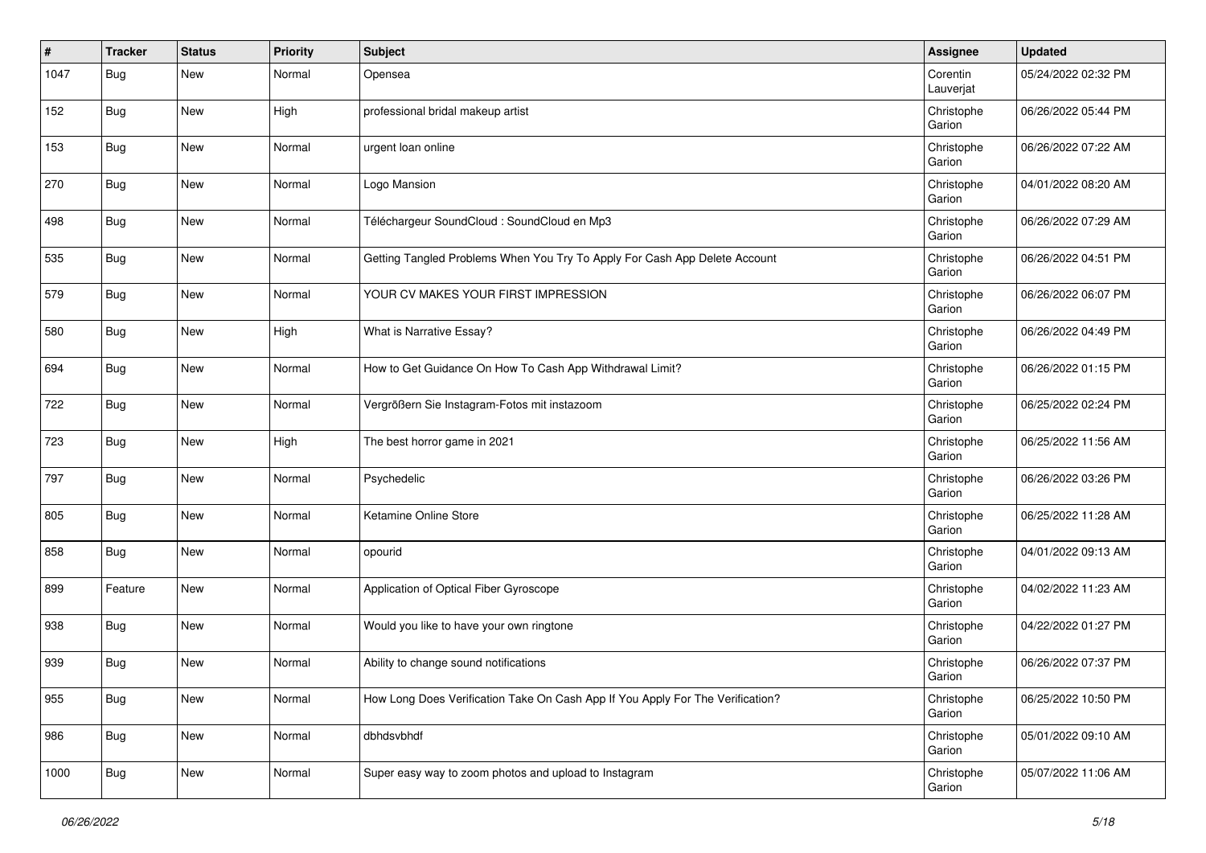| # | Tracker | Status | Priority | Subject | Assignee | Updated |
|---|---|---|---|---|---|---|
| 1047 | Bug | New | Normal | Opensea | Corentin Lauverjat | 05/24/2022 02:32 PM |
| 152 | Bug | New | High | professional bridal makeup artist | Christophe Garion | 06/26/2022 05:44 PM |
| 153 | Bug | New | Normal | urgent loan online | Christophe Garion | 06/26/2022 07:22 AM |
| 270 | Bug | New | Normal | Logo Mansion | Christophe Garion | 04/01/2022 08:20 AM |
| 498 | Bug | New | Normal | Téléchargeur SoundCloud : SoundCloud en Mp3 | Christophe Garion | 06/26/2022 07:29 AM |
| 535 | Bug | New | Normal | Getting Tangled Problems When You Try To Apply For Cash App Delete Account | Christophe Garion | 06/26/2022 04:51 PM |
| 579 | Bug | New | Normal | YOUR CV MAKES YOUR FIRST IMPRESSION | Christophe Garion | 06/26/2022 06:07 PM |
| 580 | Bug | New | High | What is Narrative Essay? | Christophe Garion | 06/26/2022 04:49 PM |
| 694 | Bug | New | Normal | How to Get Guidance On How To Cash App Withdrawal Limit? | Christophe Garion | 06/26/2022 01:15 PM |
| 722 | Bug | New | Normal | Vergrößern Sie Instagram-Fotos mit instazoom | Christophe Garion | 06/25/2022 02:24 PM |
| 723 | Bug | New | High | The best horror game in 2021 | Christophe Garion | 06/25/2022 11:56 AM |
| 797 | Bug | New | Normal | Psychedelic | Christophe Garion | 06/26/2022 03:26 PM |
| 805 | Bug | New | Normal | Ketamine Online Store | Christophe Garion | 06/25/2022 11:28 AM |
| 858 | Bug | New | Normal | opourid | Christophe Garion | 04/01/2022 09:13 AM |
| 899 | Feature | New | Normal | Application of Optical Fiber Gyroscope | Christophe Garion | 04/02/2022 11:23 AM |
| 938 | Bug | New | Normal | Would you like to have your own ringtone | Christophe Garion | 04/22/2022 01:27 PM |
| 939 | Bug | New | Normal | Ability to change sound notifications | Christophe Garion | 06/26/2022 07:37 PM |
| 955 | Bug | New | Normal | How Long Does Verification Take On Cash App If You Apply For The Verification? | Christophe Garion | 06/25/2022 10:50 PM |
| 986 | Bug | New | Normal | dbhdsvbhdf | Christophe Garion | 05/01/2022 09:10 AM |
| 1000 | Bug | New | Normal | Super easy way to zoom photos and upload to Instagram | Christophe Garion | 05/07/2022 11:06 AM |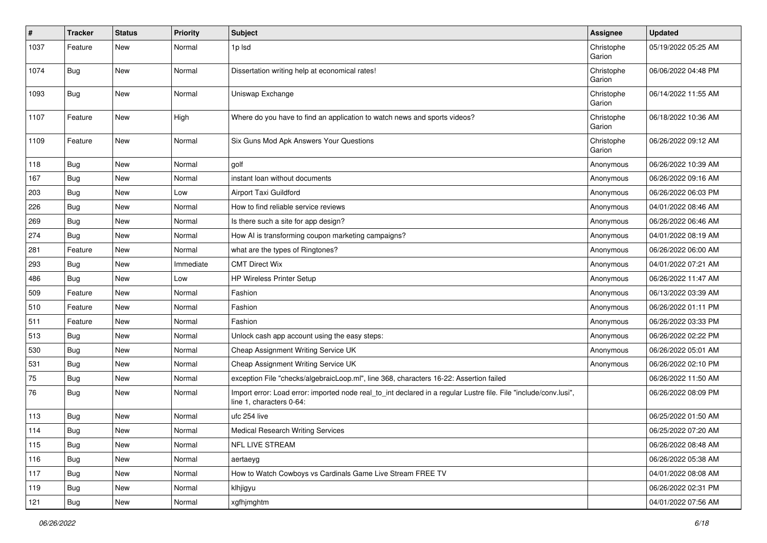| # | Tracker | Status | Priority | Subject | Assignee | Updated |
|---|---|---|---|---|---|---|
| 1037 | Feature | New | Normal | 1p lsd | Christophe Garion | 05/19/2022 05:25 AM |
| 1074 | Bug | New | Normal | Dissertation writing help at economical rates! | Christophe Garion | 06/06/2022 04:48 PM |
| 1093 | Bug | New | Normal | Uniswap Exchange | Christophe Garion | 06/14/2022 11:55 AM |
| 1107 | Feature | New | High | Where do you have to find an application to watch news and sports videos? | Christophe Garion | 06/18/2022 10:36 AM |
| 1109 | Feature | New | Normal | Six Guns Mod Apk Answers Your Questions | Christophe Garion | 06/26/2022 09:12 AM |
| 118 | Bug | New | Normal | golf | Anonymous | 06/26/2022 10:39 AM |
| 167 | Bug | New | Normal | instant loan without documents | Anonymous | 06/26/2022 09:16 AM |
| 203 | Bug | New | Low | Airport Taxi Guildford | Anonymous | 06/26/2022 06:03 PM |
| 226 | Bug | New | Normal | How to find reliable service reviews | Anonymous | 04/01/2022 08:46 AM |
| 269 | Bug | New | Normal | Is there such a site for app design? | Anonymous | 06/26/2022 06:46 AM |
| 274 | Bug | New | Normal | How AI is transforming coupon marketing campaigns? | Anonymous | 04/01/2022 08:19 AM |
| 281 | Feature | New | Normal | what are the types of Ringtones? | Anonymous | 06/26/2022 06:00 AM |
| 293 | Bug | New | Immediate | CMT Direct Wix | Anonymous | 04/01/2022 07:21 AM |
| 486 | Bug | New | Low | HP Wireless Printer Setup | Anonymous | 06/26/2022 11:47 AM |
| 509 | Feature | New | Normal | Fashion | Anonymous | 06/13/2022 03:39 AM |
| 510 | Feature | New | Normal | Fashion | Anonymous | 06/26/2022 01:11 PM |
| 511 | Feature | New | Normal | Fashion | Anonymous | 06/26/2022 03:33 PM |
| 513 | Bug | New | Normal | Unlock cash app account using the easy steps: | Anonymous | 06/26/2022 02:22 PM |
| 530 | Bug | New | Normal | Cheap Assignment Writing Service UK | Anonymous | 06/26/2022 05:01 AM |
| 531 | Bug | New | Normal | Cheap Assignment Writing Service UK | Anonymous | 06/26/2022 02:10 PM |
| 75 | Bug | New | Normal | exception File "checks/algebraicLoop.ml", line 368, characters 16-22: Assertion failed | | 06/26/2022 11:50 AM |
| 76 | Bug | New | Normal | Import error: Load error: imported node real_to_int declared in a regular Lustre file. File "include/conv.lusi", line 1, characters 0-64: | | 06/26/2022 08:09 PM |
| 113 | Bug | New | Normal | ufc 254 live | | 06/25/2022 01:50 AM |
| 114 | Bug | New | Normal | Medical Research Writing Services | | 06/25/2022 07:20 AM |
| 115 | Bug | New | Normal | NFL LIVE STREAM | | 06/26/2022 08:48 AM |
| 116 | Bug | New | Normal | aertaeyg | | 06/26/2022 05:38 AM |
| 117 | Bug | New | Normal | How to Watch Cowboys vs Cardinals Game Live Stream FREE TV | | 04/01/2022 08:08 AM |
| 119 | Bug | New | Normal | klhjigyu | | 06/26/2022 02:31 PM |
| 121 | Bug | New | Normal | xgfhjmghtm | | 04/01/2022 07:56 AM |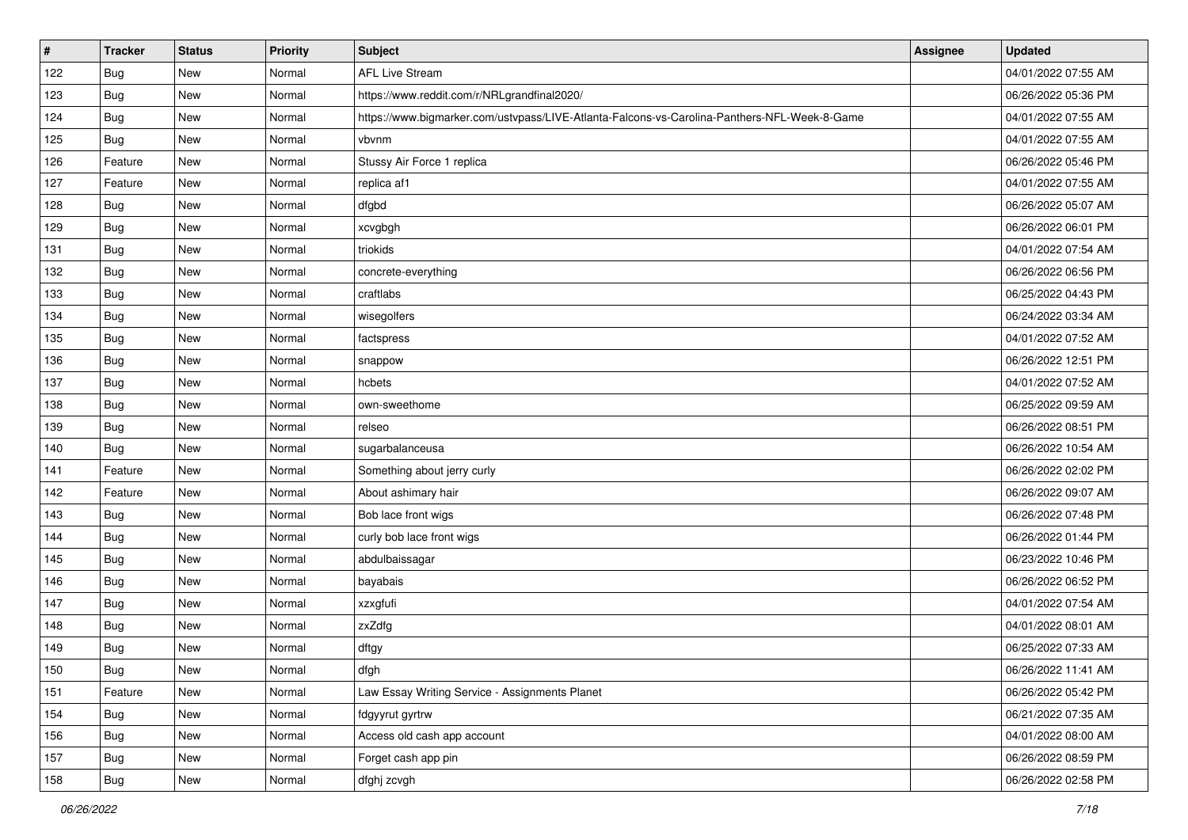| # | Tracker | Status | Priority | Subject | Assignee | Updated |
|---|---|---|---|---|---|---|
| 122 | Bug | New | Normal | AFL Live Stream | | 04/01/2022 07:55 AM |
| 123 | Bug | New | Normal | https://www.reddit.com/r/NRLgrandfinal2020/ | | 06/26/2022 05:36 PM |
| 124 | Bug | New | Normal | https://www.bigmarker.com/ustvpass/LIVE-Atlanta-Falcons-vs-Carolina-Panthers-NFL-Week-8-Game | | 04/01/2022 07:55 AM |
| 125 | Bug | New | Normal | vbvnm | | 04/01/2022 07:55 AM |
| 126 | Feature | New | Normal | Stussy Air Force 1 replica | | 06/26/2022 05:46 PM |
| 127 | Feature | New | Normal | replica af1 | | 04/01/2022 07:55 AM |
| 128 | Bug | New | Normal | dfgbd | | 06/26/2022 05:07 AM |
| 129 | Bug | New | Normal | xcvgbgh | | 06/26/2022 06:01 PM |
| 131 | Bug | New | Normal | triokids | | 04/01/2022 07:54 AM |
| 132 | Bug | New | Normal | concrete-everything | | 06/26/2022 06:56 PM |
| 133 | Bug | New | Normal | craftlabs | | 06/25/2022 04:43 PM |
| 134 | Bug | New | Normal | wisegolfers | | 06/24/2022 03:34 AM |
| 135 | Bug | New | Normal | factspress | | 04/01/2022 07:52 AM |
| 136 | Bug | New | Normal | snappow | | 06/26/2022 12:51 PM |
| 137 | Bug | New | Normal | hcbets | | 04/01/2022 07:52 AM |
| 138 | Bug | New | Normal | own-sweethome | | 06/25/2022 09:59 AM |
| 139 | Bug | New | Normal | relseo | | 06/26/2022 08:51 PM |
| 140 | Bug | New | Normal | sugarbalanceusa | | 06/26/2022 10:54 AM |
| 141 | Feature | New | Normal | Something about jerry curly | | 06/26/2022 02:02 PM |
| 142 | Feature | New | Normal | About ashimary hair | | 06/26/2022 09:07 AM |
| 143 | Bug | New | Normal | Bob lace front wigs | | 06/26/2022 07:48 PM |
| 144 | Bug | New | Normal | curly bob lace front wigs | | 06/26/2022 01:44 PM |
| 145 | Bug | New | Normal | abdulbaissagar | | 06/23/2022 10:46 PM |
| 146 | Bug | New | Normal | bayabais | | 06/26/2022 06:52 PM |
| 147 | Bug | New | Normal | xzxgfufi | | 04/01/2022 07:54 AM |
| 148 | Bug | New | Normal | zxZdfg | | 04/01/2022 08:01 AM |
| 149 | Bug | New | Normal | dftgy | | 06/25/2022 07:33 AM |
| 150 | Bug | New | Normal | dfgh | | 06/26/2022 11:41 AM |
| 151 | Feature | New | Normal | Law Essay Writing Service - Assignments Planet | | 06/26/2022 05:42 PM |
| 154 | Bug | New | Normal | fdgyyrut gyrtrw | | 06/21/2022 07:35 AM |
| 156 | Bug | New | Normal | Access old cash app account | | 04/01/2022 08:00 AM |
| 157 | Bug | New | Normal | Forget cash app pin | | 06/26/2022 08:59 PM |
| 158 | Bug | New | Normal | dfghj zcvgh | | 06/26/2022 02:58 PM |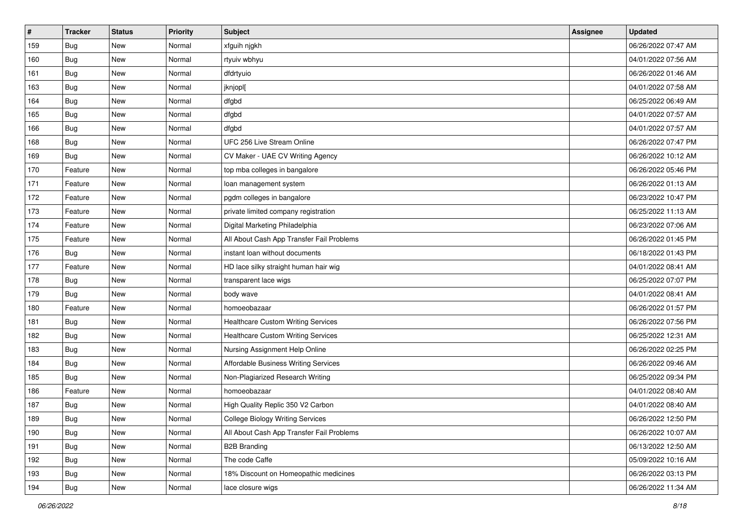| # | Tracker | Status | Priority | Subject | Assignee | Updated |
|---|---|---|---|---|---|---|
| 159 | Bug | New | Normal | xfguih njgkh | | 06/26/2022 07:47 AM |
| 160 | Bug | New | Normal | rtyuiv wbhyu | | 04/01/2022 07:56 AM |
| 161 | Bug | New | Normal | dfdrtyuio | | 06/26/2022 01:46 AM |
| 163 | Bug | New | Normal | jknjopl[ | | 04/01/2022 07:58 AM |
| 164 | Bug | New | Normal | dfgbd | | 06/25/2022 06:49 AM |
| 165 | Bug | New | Normal | dfgbd | | 04/01/2022 07:57 AM |
| 166 | Bug | New | Normal | dfgbd | | 04/01/2022 07:57 AM |
| 168 | Bug | New | Normal | UFC 256 Live Stream Online | | 06/26/2022 07:47 PM |
| 169 | Bug | New | Normal | CV Maker - UAE CV Writing Agency | | 06/26/2022 10:12 AM |
| 170 | Feature | New | Normal | top mba colleges in bangalore | | 06/26/2022 05:46 PM |
| 171 | Feature | New | Normal | loan management system | | 06/26/2022 01:13 AM |
| 172 | Feature | New | Normal | pgdm colleges in bangalore | | 06/23/2022 10:47 PM |
| 173 | Feature | New | Normal | private limited company registration | | 06/25/2022 11:13 AM |
| 174 | Feature | New | Normal | Digital Marketing Philadelphia | | 06/23/2022 07:06 AM |
| 175 | Feature | New | Normal | All About Cash App Transfer Fail Problems | | 06/26/2022 01:45 PM |
| 176 | Bug | New | Normal | instant loan without documents | | 06/18/2022 01:43 PM |
| 177 | Feature | New | Normal | HD lace silky straight human hair wig | | 04/01/2022 08:41 AM |
| 178 | Bug | New | Normal | transparent lace wigs | | 06/25/2022 07:07 PM |
| 179 | Bug | New | Normal | body wave | | 04/01/2022 08:41 AM |
| 180 | Feature | New | Normal | homoeobazaar | | 06/26/2022 01:57 PM |
| 181 | Bug | New | Normal | Healthcare Custom Writing Services | | 06/26/2022 07:56 PM |
| 182 | Bug | New | Normal | Healthcare Custom Writing Services | | 06/25/2022 12:31 AM |
| 183 | Bug | New | Normal | Nursing Assignment Help Online | | 06/26/2022 02:25 PM |
| 184 | Bug | New | Normal | Affordable Business Writing Services | | 06/26/2022 09:46 AM |
| 185 | Bug | New | Normal | Non-Plagiarized Research Writing | | 06/25/2022 09:34 PM |
| 186 | Feature | New | Normal | homoeobazaar | | 04/01/2022 08:40 AM |
| 187 | Bug | New | Normal | High Quality Replic 350 V2 Carbon | | 04/01/2022 08:40 AM |
| 189 | Bug | New | Normal | College Biology Writing Services | | 06/26/2022 12:50 PM |
| 190 | Bug | New | Normal | All About Cash App Transfer Fail Problems | | 06/26/2022 10:07 AM |
| 191 | Bug | New | Normal | B2B Branding | | 06/13/2022 12:50 AM |
| 192 | Bug | New | Normal | The code Caffe | | 05/09/2022 10:16 AM |
| 193 | Bug | New | Normal | 18% Discount on Homeopathic medicines | | 06/26/2022 03:13 PM |
| 194 | Bug | New | Normal | lace closure wigs | | 06/26/2022 11:34 AM |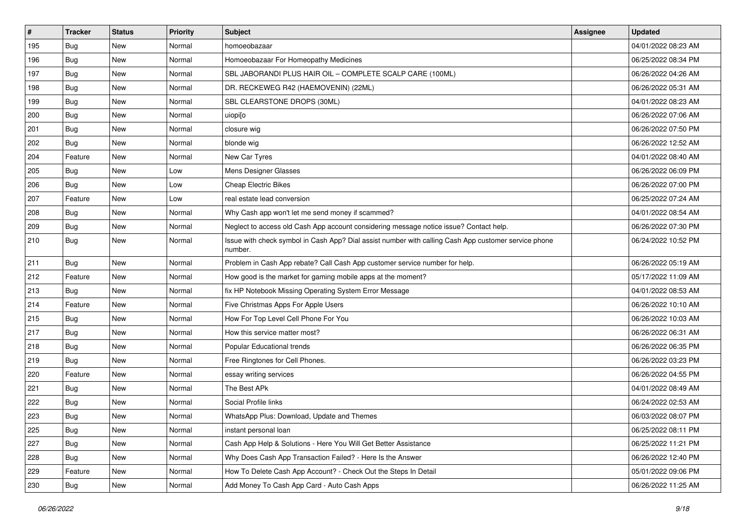| # | Tracker | Status | Priority | Subject | Assignee | Updated |
|---|---|---|---|---|---|---|
| 195 | Bug | New | Normal | homoeobazaar | | 04/01/2022 08:23 AM |
| 196 | Bug | New | Normal | Homoeobazaar For Homeopathy Medicines | | 06/25/2022 08:34 PM |
| 197 | Bug | New | Normal | SBL JABORANDI PLUS HAIR OIL – COMPLETE SCALP CARE (100ML) | | 06/26/2022 04:26 AM |
| 198 | Bug | New | Normal | DR. RECKEWEG R42 (HAEMOVENIN) (22ML) | | 06/26/2022 05:31 AM |
| 199 | Bug | New | Normal | SBL CLEARSTONE DROPS (30ML) | | 04/01/2022 08:23 AM |
| 200 | Bug | New | Normal | uiopi[o | | 06/26/2022 07:06 AM |
| 201 | Bug | New | Normal | closure wig | | 06/26/2022 07:50 PM |
| 202 | Bug | New | Normal | blonde wig | | 06/26/2022 12:52 AM |
| 204 | Feature | New | Normal | New Car Tyres | | 04/01/2022 08:40 AM |
| 205 | Bug | New | Low | Mens Designer Glasses | | 06/26/2022 06:09 PM |
| 206 | Bug | New | Low | Cheap Electric Bikes | | 06/26/2022 07:00 PM |
| 207 | Feature | New | Low | real estate lead conversion | | 06/25/2022 07:24 AM |
| 208 | Bug | New | Normal | Why Cash app won't let me send money if scammed? | | 04/01/2022 08:54 AM |
| 209 | Bug | New | Normal | Neglect to access old Cash App account considering message notice issue? Contact help. | | 06/26/2022 07:30 PM |
| 210 | Bug | New | Normal | Issue with check symbol in Cash App? Dial assist number with calling Cash App customer service phone number. | | 06/24/2022 10:52 PM |
| 211 | Bug | New | Normal | Problem in Cash App rebate? Call Cash App customer service number for help. | | 06/26/2022 05:19 AM |
| 212 | Feature | New | Normal | How good is the market for gaming mobile apps at the moment? | | 05/17/2022 11:09 AM |
| 213 | Bug | New | Normal | fix HP Notebook Missing Operating System Error Message | | 04/01/2022 08:53 AM |
| 214 | Feature | New | Normal | Five Christmas Apps For Apple Users | | 06/26/2022 10:10 AM |
| 215 | Bug | New | Normal | How For Top Level Cell Phone For You | | 06/26/2022 10:03 AM |
| 217 | Bug | New | Normal | How this service matter most? | | 06/26/2022 06:31 AM |
| 218 | Bug | New | Normal | Popular Educational trends | | 06/26/2022 06:35 PM |
| 219 | Bug | New | Normal | Free Ringtones for Cell Phones. | | 06/26/2022 03:23 PM |
| 220 | Feature | New | Normal | essay writing services | | 06/26/2022 04:55 PM |
| 221 | Bug | New | Normal | The Best APk | | 04/01/2022 08:49 AM |
| 222 | Bug | New | Normal | Social Profile links | | 06/24/2022 02:53 AM |
| 223 | Bug | New | Normal | WhatsApp Plus: Download, Update and Themes | | 06/03/2022 08:07 PM |
| 225 | Bug | New | Normal | instant personal loan | | 06/25/2022 08:11 PM |
| 227 | Bug | New | Normal | Cash App Help & Solutions - Here You Will Get Better Assistance | | 06/25/2022 11:21 PM |
| 228 | Bug | New | Normal | Why Does Cash App Transaction Failed? - Here Is the Answer | | 06/26/2022 12:40 PM |
| 229 | Feature | New | Normal | How To Delete Cash App Account? - Check Out the Steps In Detail | | 05/01/2022 09:06 PM |
| 230 | Bug | New | Normal | Add Money To Cash App Card - Auto Cash Apps | | 06/26/2022 11:25 AM |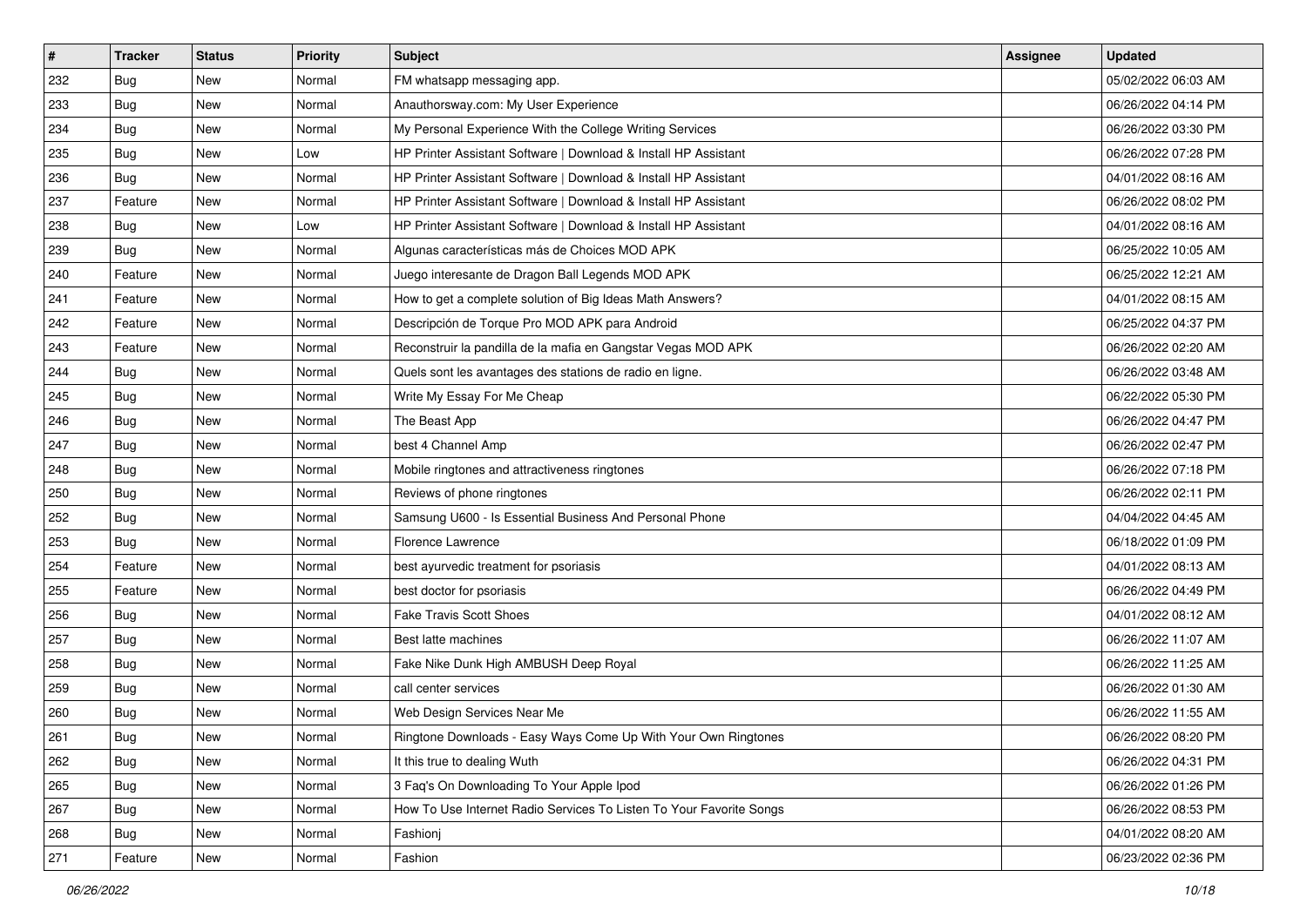| # | Tracker | Status | Priority | Subject | Assignee | Updated |
|---|---|---|---|---|---|---|
| 232 | Bug | New | Normal | FM whatsapp messaging app. | | 05/02/2022 06:03 AM |
| 233 | Bug | New | Normal | Anauthorsway.com: My User Experience | | 06/26/2022 04:14 PM |
| 234 | Bug | New | Normal | My Personal Experience With the College Writing Services | | 06/26/2022 03:30 PM |
| 235 | Bug | New | Low | HP Printer Assistant Software \| Download & Install HP Assistant | | 06/26/2022 07:28 PM |
| 236 | Bug | New | Normal | HP Printer Assistant Software \| Download & Install HP Assistant | | 04/01/2022 08:16 AM |
| 237 | Feature | New | Normal | HP Printer Assistant Software \| Download & Install HP Assistant | | 06/26/2022 08:02 PM |
| 238 | Bug | New | Low | HP Printer Assistant Software \| Download & Install HP Assistant | | 04/01/2022 08:16 AM |
| 239 | Bug | New | Normal | Algunas características más de Choices MOD APK | | 06/25/2022 10:05 AM |
| 240 | Feature | New | Normal | Juego interesante de Dragon Ball Legends MOD APK | | 06/25/2022 12:21 AM |
| 241 | Feature | New | Normal | How to get a complete solution of Big Ideas Math Answers? | | 04/01/2022 08:15 AM |
| 242 | Feature | New | Normal | Descripción de Torque Pro MOD APK para Android | | 06/25/2022 04:37 PM |
| 243 | Feature | New | Normal | Reconstruir la pandilla de la mafia en Gangstar Vegas MOD APK | | 06/26/2022 02:20 AM |
| 244 | Bug | New | Normal | Quels sont les avantages des stations de radio en ligne. | | 06/26/2022 03:48 AM |
| 245 | Bug | New | Normal | Write My Essay For Me Cheap | | 06/22/2022 05:30 PM |
| 246 | Bug | New | Normal | The Beast App | | 06/26/2022 04:47 PM |
| 247 | Bug | New | Normal | best 4 Channel Amp | | 06/26/2022 02:47 PM |
| 248 | Bug | New | Normal | Mobile ringtones and attractiveness ringtones | | 06/26/2022 07:18 PM |
| 250 | Bug | New | Normal | Reviews of phone ringtones | | 06/26/2022 02:11 PM |
| 252 | Bug | New | Normal | Samsung U600 - Is Essential Business And Personal Phone | | 04/04/2022 04:45 AM |
| 253 | Bug | New | Normal | Florence Lawrence | | 06/18/2022 01:09 PM |
| 254 | Feature | New | Normal | best ayurvedic treatment for psoriasis | | 04/01/2022 08:13 AM |
| 255 | Feature | New | Normal | best doctor for psoriasis | | 06/26/2022 04:49 PM |
| 256 | Bug | New | Normal | Fake Travis Scott Shoes | | 04/01/2022 08:12 AM |
| 257 | Bug | New | Normal | Best latte machines | | 06/26/2022 11:07 AM |
| 258 | Bug | New | Normal | Fake Nike Dunk High AMBUSH Deep Royal | | 06/26/2022 11:25 AM |
| 259 | Bug | New | Normal | call center services | | 06/26/2022 01:30 AM |
| 260 | Bug | New | Normal | Web Design Services Near Me | | 06/26/2022 11:55 AM |
| 261 | Bug | New | Normal | Ringtone Downloads - Easy Ways Come Up With Your Own Ringtones | | 06/26/2022 08:20 PM |
| 262 | Bug | New | Normal | It this true to dealing Wuth | | 06/26/2022 04:31 PM |
| 265 | Bug | New | Normal | 3 Faq's On Downloading To Your Apple Ipod | | 06/26/2022 01:26 PM |
| 267 | Bug | New | Normal | How To Use Internet Radio Services To Listen To Your Favorite Songs | | 06/26/2022 08:53 PM |
| 268 | Bug | New | Normal | Fashionj | | 04/01/2022 08:20 AM |
| 271 | Feature | New | Normal | Fashion | | 06/23/2022 02:36 PM |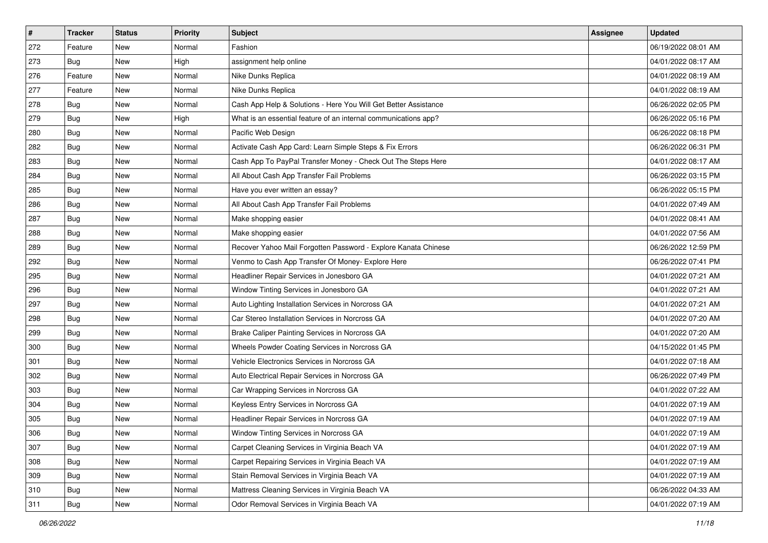| # | Tracker | Status | Priority | Subject | Assignee | Updated |
|---|---|---|---|---|---|---|
| 272 | Feature | New | Normal | Fashion | | 06/19/2022 08:01 AM |
| 273 | Bug | New | High | assignment help online | | 04/01/2022 08:17 AM |
| 276 | Feature | New | Normal | Nike Dunks Replica | | 04/01/2022 08:19 AM |
| 277 | Feature | New | Normal | Nike Dunks Replica | | 04/01/2022 08:19 AM |
| 278 | Bug | New | Normal | Cash App Help & Solutions - Here You Will Get Better Assistance | | 06/26/2022 02:05 PM |
| 279 | Bug | New | High | What is an essential feature of an internal communications app? | | 06/26/2022 05:16 PM |
| 280 | Bug | New | Normal | Pacific Web Design | | 06/26/2022 08:18 PM |
| 282 | Bug | New | Normal | Activate Cash App Card: Learn Simple Steps & Fix Errors | | 06/26/2022 06:31 PM |
| 283 | Bug | New | Normal | Cash App To PayPal Transfer Money - Check Out The Steps Here | | 04/01/2022 08:17 AM |
| 284 | Bug | New | Normal | All About Cash App Transfer Fail Problems | | 06/26/2022 03:15 PM |
| 285 | Bug | New | Normal | Have you ever written an essay? | | 06/26/2022 05:15 PM |
| 286 | Bug | New | Normal | All About Cash App Transfer Fail Problems | | 04/01/2022 07:49 AM |
| 287 | Bug | New | Normal | Make shopping easier | | 04/01/2022 08:41 AM |
| 288 | Bug | New | Normal | Make shopping easier | | 04/01/2022 07:56 AM |
| 289 | Bug | New | Normal | Recover Yahoo Mail Forgotten Password - Explore Kanata Chinese | | 06/26/2022 12:59 PM |
| 292 | Bug | New | Normal | Venmo to Cash App Transfer Of Money- Explore Here | | 06/26/2022 07:41 PM |
| 295 | Bug | New | Normal | Headliner Repair Services in Jonesboro GA | | 04/01/2022 07:21 AM |
| 296 | Bug | New | Normal | Window Tinting Services in Jonesboro GA | | 04/01/2022 07:21 AM |
| 297 | Bug | New | Normal | Auto Lighting Installation Services in Norcross GA | | 04/01/2022 07:21 AM |
| 298 | Bug | New | Normal | Car Stereo Installation Services in Norcross GA | | 04/01/2022 07:20 AM |
| 299 | Bug | New | Normal | Brake Caliper Painting Services in Norcross GA | | 04/01/2022 07:20 AM |
| 300 | Bug | New | Normal | Wheels Powder Coating Services in Norcross GA | | 04/15/2022 01:45 PM |
| 301 | Bug | New | Normal | Vehicle Electronics Services in Norcross GA | | 04/01/2022 07:18 AM |
| 302 | Bug | New | Normal | Auto Electrical Repair Services in Norcross GA | | 06/26/2022 07:49 PM |
| 303 | Bug | New | Normal | Car Wrapping Services in Norcross GA | | 04/01/2022 07:22 AM |
| 304 | Bug | New | Normal | Keyless Entry Services in Norcross GA | | 04/01/2022 07:19 AM |
| 305 | Bug | New | Normal | Headliner Repair Services in Norcross GA | | 04/01/2022 07:19 AM |
| 306 | Bug | New | Normal | Window Tinting Services in Norcross GA | | 04/01/2022 07:19 AM |
| 307 | Bug | New | Normal | Carpet Cleaning Services in Virginia Beach VA | | 04/01/2022 07:19 AM |
| 308 | Bug | New | Normal | Carpet Repairing Services in Virginia Beach VA | | 04/01/2022 07:19 AM |
| 309 | Bug | New | Normal | Stain Removal Services in Virginia Beach VA | | 04/01/2022 07:19 AM |
| 310 | Bug | New | Normal | Mattress Cleaning Services in Virginia Beach VA | | 06/26/2022 04:33 AM |
| 311 | Bug | New | Normal | Odor Removal Services in Virginia Beach VA | | 04/01/2022 07:19 AM |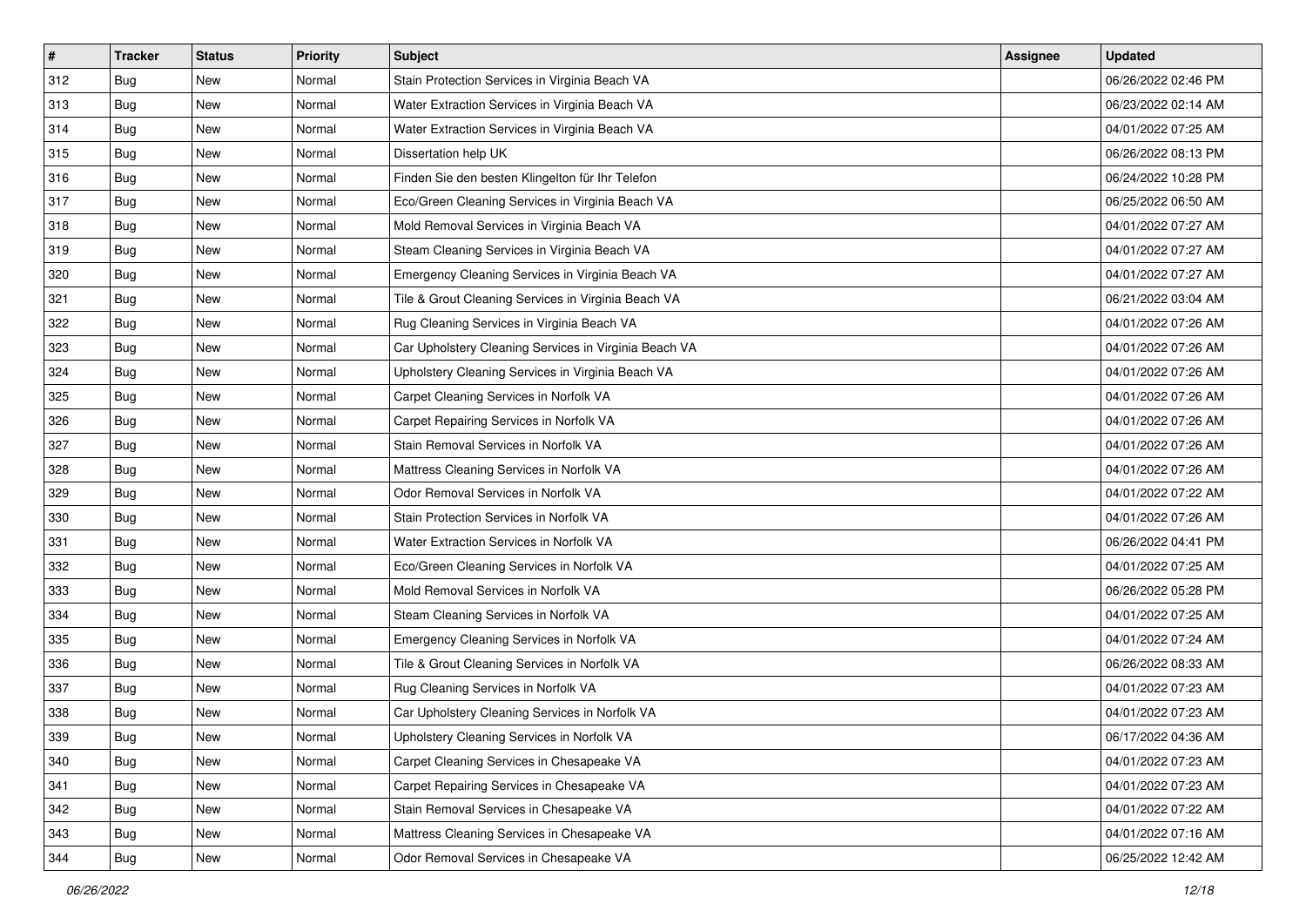| # | Tracker | Status | Priority | Subject | Assignee | Updated |
|---|---|---|---|---|---|---|
| 312 | Bug | New | Normal | Stain Protection Services in Virginia Beach VA | | 06/26/2022 02:46 PM |
| 313 | Bug | New | Normal | Water Extraction Services in Virginia Beach VA | | 06/23/2022 02:14 AM |
| 314 | Bug | New | Normal | Water Extraction Services in Virginia Beach VA | | 04/01/2022 07:25 AM |
| 315 | Bug | New | Normal | Dissertation help UK | | 06/26/2022 08:13 PM |
| 316 | Bug | New | Normal | Finden Sie den besten Klingelton für Ihr Telefon | | 06/24/2022 10:28 PM |
| 317 | Bug | New | Normal | Eco/Green Cleaning Services in Virginia Beach VA | | 06/25/2022 06:50 AM |
| 318 | Bug | New | Normal | Mold Removal Services in Virginia Beach VA | | 04/01/2022 07:27 AM |
| 319 | Bug | New | Normal | Steam Cleaning Services in Virginia Beach VA | | 04/01/2022 07:27 AM |
| 320 | Bug | New | Normal | Emergency Cleaning Services in Virginia Beach VA | | 04/01/2022 07:27 AM |
| 321 | Bug | New | Normal | Tile & Grout Cleaning Services in Virginia Beach VA | | 06/21/2022 03:04 AM |
| 322 | Bug | New | Normal | Rug Cleaning Services in Virginia Beach VA | | 04/01/2022 07:26 AM |
| 323 | Bug | New | Normal | Car Upholstery Cleaning Services in Virginia Beach VA | | 04/01/2022 07:26 AM |
| 324 | Bug | New | Normal | Upholstery Cleaning Services in Virginia Beach VA | | 04/01/2022 07:26 AM |
| 325 | Bug | New | Normal | Carpet Cleaning Services in Norfolk VA | | 04/01/2022 07:26 AM |
| 326 | Bug | New | Normal | Carpet Repairing Services in Norfolk VA | | 04/01/2022 07:26 AM |
| 327 | Bug | New | Normal | Stain Removal Services in Norfolk VA | | 04/01/2022 07:26 AM |
| 328 | Bug | New | Normal | Mattress Cleaning Services in Norfolk VA | | 04/01/2022 07:26 AM |
| 329 | Bug | New | Normal | Odor Removal Services in Norfolk VA | | 04/01/2022 07:22 AM |
| 330 | Bug | New | Normal | Stain Protection Services in Norfolk VA | | 04/01/2022 07:26 AM |
| 331 | Bug | New | Normal | Water Extraction Services in Norfolk VA | | 06/26/2022 04:41 PM |
| 332 | Bug | New | Normal | Eco/Green Cleaning Services in Norfolk VA | | 04/01/2022 07:25 AM |
| 333 | Bug | New | Normal | Mold Removal Services in Norfolk VA | | 06/26/2022 05:28 PM |
| 334 | Bug | New | Normal | Steam Cleaning Services in Norfolk VA | | 04/01/2022 07:25 AM |
| 335 | Bug | New | Normal | Emergency Cleaning Services in Norfolk VA | | 04/01/2022 07:24 AM |
| 336 | Bug | New | Normal | Tile & Grout Cleaning Services in Norfolk VA | | 06/26/2022 08:33 AM |
| 337 | Bug | New | Normal | Rug Cleaning Services in Norfolk VA | | 04/01/2022 07:23 AM |
| 338 | Bug | New | Normal | Car Upholstery Cleaning Services in Norfolk VA | | 04/01/2022 07:23 AM |
| 339 | Bug | New | Normal | Upholstery Cleaning Services in Norfolk VA | | 06/17/2022 04:36 AM |
| 340 | Bug | New | Normal | Carpet Cleaning Services in Chesapeake VA | | 04/01/2022 07:23 AM |
| 341 | Bug | New | Normal | Carpet Repairing Services in Chesapeake VA | | 04/01/2022 07:23 AM |
| 342 | Bug | New | Normal | Stain Removal Services in Chesapeake VA | | 04/01/2022 07:22 AM |
| 343 | Bug | New | Normal | Mattress Cleaning Services in Chesapeake VA | | 04/01/2022 07:16 AM |
| 344 | Bug | New | Normal | Odor Removal Services in Chesapeake VA | | 06/25/2022 12:42 AM |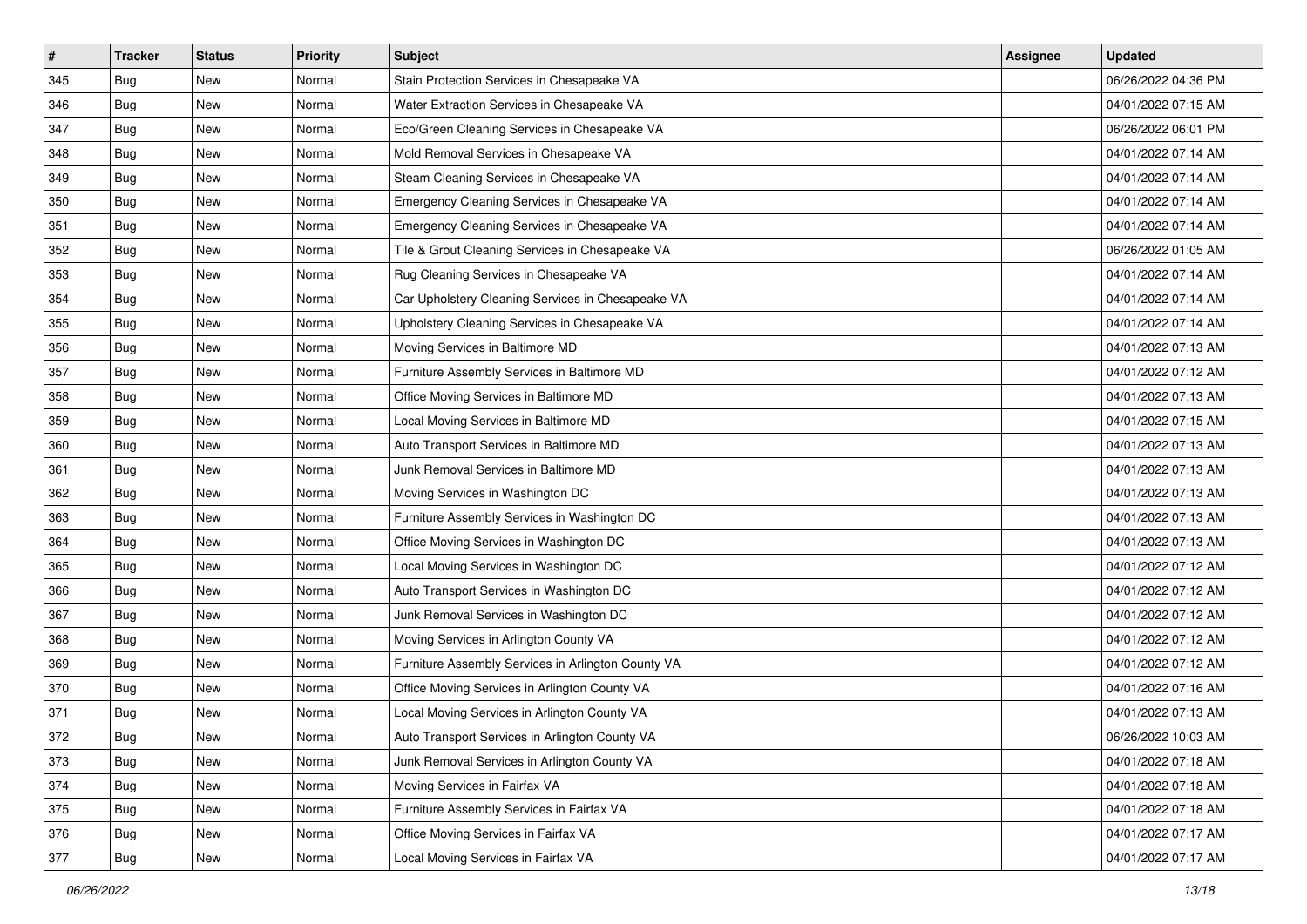| # | Tracker | Status | Priority | Subject | Assignee | Updated |
| --- | --- | --- | --- | --- | --- | --- |
| 345 | Bug | New | Normal | Stain Protection Services in Chesapeake VA | | 06/26/2022 04:36 PM |
| 346 | Bug | New | Normal | Water Extraction Services in Chesapeake VA | | 04/01/2022 07:15 AM |
| 347 | Bug | New | Normal | Eco/Green Cleaning Services in Chesapeake VA | | 06/26/2022 06:01 PM |
| 348 | Bug | New | Normal | Mold Removal Services in Chesapeake VA | | 04/01/2022 07:14 AM |
| 349 | Bug | New | Normal | Steam Cleaning Services in Chesapeake VA | | 04/01/2022 07:14 AM |
| 350 | Bug | New | Normal | Emergency Cleaning Services in Chesapeake VA | | 04/01/2022 07:14 AM |
| 351 | Bug | New | Normal | Emergency Cleaning Services in Chesapeake VA | | 04/01/2022 07:14 AM |
| 352 | Bug | New | Normal | Tile & Grout Cleaning Services in Chesapeake VA | | 06/26/2022 01:05 AM |
| 353 | Bug | New | Normal | Rug Cleaning Services in Chesapeake VA | | 04/01/2022 07:14 AM |
| 354 | Bug | New | Normal | Car Upholstery Cleaning Services in Chesapeake VA | | 04/01/2022 07:14 AM |
| 355 | Bug | New | Normal | Upholstery Cleaning Services in Chesapeake VA | | 04/01/2022 07:14 AM |
| 356 | Bug | New | Normal | Moving Services in Baltimore MD | | 04/01/2022 07:13 AM |
| 357 | Bug | New | Normal | Furniture Assembly Services in Baltimore MD | | 04/01/2022 07:12 AM |
| 358 | Bug | New | Normal | Office Moving Services in Baltimore MD | | 04/01/2022 07:13 AM |
| 359 | Bug | New | Normal | Local Moving Services in Baltimore MD | | 04/01/2022 07:15 AM |
| 360 | Bug | New | Normal | Auto Transport Services in Baltimore MD | | 04/01/2022 07:13 AM |
| 361 | Bug | New | Normal | Junk Removal Services in Baltimore MD | | 04/01/2022 07:13 AM |
| 362 | Bug | New | Normal | Moving Services in Washington DC | | 04/01/2022 07:13 AM |
| 363 | Bug | New | Normal | Furniture Assembly Services in Washington DC | | 04/01/2022 07:13 AM |
| 364 | Bug | New | Normal | Office Moving Services in Washington DC | | 04/01/2022 07:13 AM |
| 365 | Bug | New | Normal | Local Moving Services in Washington DC | | 04/01/2022 07:12 AM |
| 366 | Bug | New | Normal | Auto Transport Services in Washington DC | | 04/01/2022 07:12 AM |
| 367 | Bug | New | Normal | Junk Removal Services in Washington DC | | 04/01/2022 07:12 AM |
| 368 | Bug | New | Normal | Moving Services in Arlington County VA | | 04/01/2022 07:12 AM |
| 369 | Bug | New | Normal | Furniture Assembly Services in Arlington County VA | | 04/01/2022 07:12 AM |
| 370 | Bug | New | Normal | Office Moving Services in Arlington County VA | | 04/01/2022 07:16 AM |
| 371 | Bug | New | Normal | Local Moving Services in Arlington County VA | | 04/01/2022 07:13 AM |
| 372 | Bug | New | Normal | Auto Transport Services in Arlington County VA | | 06/26/2022 10:03 AM |
| 373 | Bug | New | Normal | Junk Removal Services in Arlington County VA | | 04/01/2022 07:18 AM |
| 374 | Bug | New | Normal | Moving Services in Fairfax VA | | 04/01/2022 07:18 AM |
| 375 | Bug | New | Normal | Furniture Assembly Services in Fairfax VA | | 04/01/2022 07:18 AM |
| 376 | Bug | New | Normal | Office Moving Services in Fairfax VA | | 04/01/2022 07:17 AM |
| 377 | Bug | New | Normal | Local Moving Services in Fairfax VA | | 04/01/2022 07:17 AM |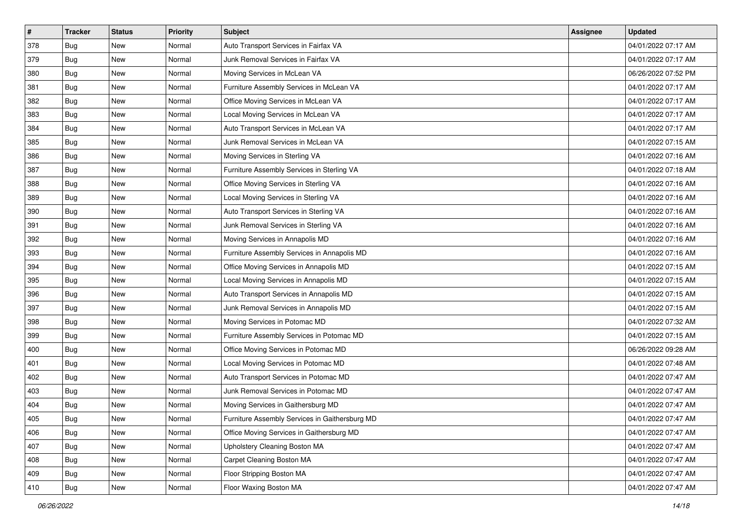| # | Tracker | Status | Priority | Subject | Assignee | Updated |
|---|---|---|---|---|---|---|
| 378 | Bug | New | Normal | Auto Transport Services in Fairfax VA | | 04/01/2022 07:17 AM |
| 379 | Bug | New | Normal | Junk Removal Services in Fairfax VA | | 04/01/2022 07:17 AM |
| 380 | Bug | New | Normal | Moving Services in McLean VA | | 06/26/2022 07:52 PM |
| 381 | Bug | New | Normal | Furniture Assembly Services in McLean VA | | 04/01/2022 07:17 AM |
| 382 | Bug | New | Normal | Office Moving Services in McLean VA | | 04/01/2022 07:17 AM |
| 383 | Bug | New | Normal | Local Moving Services in McLean VA | | 04/01/2022 07:17 AM |
| 384 | Bug | New | Normal | Auto Transport Services in McLean VA | | 04/01/2022 07:17 AM |
| 385 | Bug | New | Normal | Junk Removal Services in McLean VA | | 04/01/2022 07:15 AM |
| 386 | Bug | New | Normal | Moving Services in Sterling VA | | 04/01/2022 07:16 AM |
| 387 | Bug | New | Normal | Furniture Assembly Services in Sterling VA | | 04/01/2022 07:18 AM |
| 388 | Bug | New | Normal | Office Moving Services in Sterling VA | | 04/01/2022 07:16 AM |
| 389 | Bug | New | Normal | Local Moving Services in Sterling VA | | 04/01/2022 07:16 AM |
| 390 | Bug | New | Normal | Auto Transport Services in Sterling VA | | 04/01/2022 07:16 AM |
| 391 | Bug | New | Normal | Junk Removal Services in Sterling VA | | 04/01/2022 07:16 AM |
| 392 | Bug | New | Normal | Moving Services in Annapolis MD | | 04/01/2022 07:16 AM |
| 393 | Bug | New | Normal | Furniture Assembly Services in Annapolis MD | | 04/01/2022 07:16 AM |
| 394 | Bug | New | Normal | Office Moving Services in Annapolis MD | | 04/01/2022 07:15 AM |
| 395 | Bug | New | Normal | Local Moving Services in Annapolis MD | | 04/01/2022 07:15 AM |
| 396 | Bug | New | Normal | Auto Transport Services in Annapolis MD | | 04/01/2022 07:15 AM |
| 397 | Bug | New | Normal | Junk Removal Services in Annapolis MD | | 04/01/2022 07:15 AM |
| 398 | Bug | New | Normal | Moving Services in Potomac MD | | 04/01/2022 07:32 AM |
| 399 | Bug | New | Normal | Furniture Assembly Services in Potomac MD | | 04/01/2022 07:15 AM |
| 400 | Bug | New | Normal | Office Moving Services in Potomac MD | | 06/26/2022 09:28 AM |
| 401 | Bug | New | Normal | Local Moving Services in Potomac MD | | 04/01/2022 07:48 AM |
| 402 | Bug | New | Normal | Auto Transport Services in Potomac MD | | 04/01/2022 07:47 AM |
| 403 | Bug | New | Normal | Junk Removal Services in Potomac MD | | 04/01/2022 07:47 AM |
| 404 | Bug | New | Normal | Moving Services in Gaithersburg MD | | 04/01/2022 07:47 AM |
| 405 | Bug | New | Normal | Furniture Assembly Services in Gaithersburg MD | | 04/01/2022 07:47 AM |
| 406 | Bug | New | Normal | Office Moving Services in Gaithersburg MD | | 04/01/2022 07:47 AM |
| 407 | Bug | New | Normal | Upholstery Cleaning Boston MA | | 04/01/2022 07:47 AM |
| 408 | Bug | New | Normal | Carpet Cleaning Boston MA | | 04/01/2022 07:47 AM |
| 409 | Bug | New | Normal | Floor Stripping Boston MA | | 04/01/2022 07:47 AM |
| 410 | Bug | New | Normal | Floor Waxing Boston MA | | 04/01/2022 07:47 AM |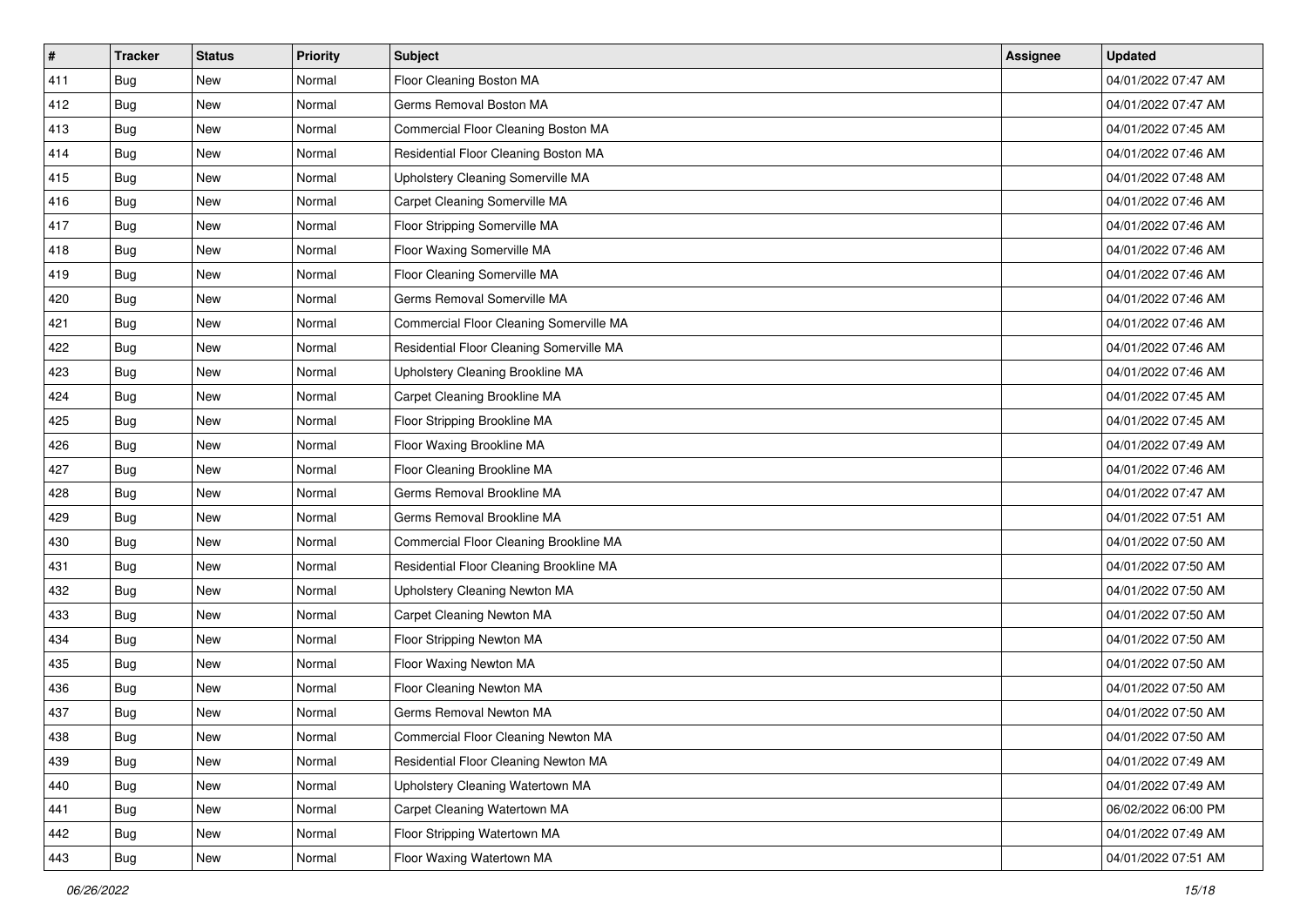| # | Tracker | Status | Priority | Subject | Assignee | Updated |
| --- | --- | --- | --- | --- | --- | --- |
| 411 | Bug | New | Normal | Floor Cleaning Boston MA | | 04/01/2022 07:47 AM |
| 412 | Bug | New | Normal | Germs Removal Boston MA | | 04/01/2022 07:47 AM |
| 413 | Bug | New | Normal | Commercial Floor Cleaning Boston MA | | 04/01/2022 07:45 AM |
| 414 | Bug | New | Normal | Residential Floor Cleaning Boston MA | | 04/01/2022 07:46 AM |
| 415 | Bug | New | Normal | Upholstery Cleaning Somerville MA | | 04/01/2022 07:48 AM |
| 416 | Bug | New | Normal | Carpet Cleaning Somerville MA | | 04/01/2022 07:46 AM |
| 417 | Bug | New | Normal | Floor Stripping Somerville MA | | 04/01/2022 07:46 AM |
| 418 | Bug | New | Normal | Floor Waxing Somerville MA | | 04/01/2022 07:46 AM |
| 419 | Bug | New | Normal | Floor Cleaning Somerville MA | | 04/01/2022 07:46 AM |
| 420 | Bug | New | Normal | Germs Removal Somerville MA | | 04/01/2022 07:46 AM |
| 421 | Bug | New | Normal | Commercial Floor Cleaning Somerville MA | | 04/01/2022 07:46 AM |
| 422 | Bug | New | Normal | Residential Floor Cleaning Somerville MA | | 04/01/2022 07:46 AM |
| 423 | Bug | New | Normal | Upholstery Cleaning Brookline MA | | 04/01/2022 07:46 AM |
| 424 | Bug | New | Normal | Carpet Cleaning Brookline MA | | 04/01/2022 07:45 AM |
| 425 | Bug | New | Normal | Floor Stripping Brookline MA | | 04/01/2022 07:45 AM |
| 426 | Bug | New | Normal | Floor Waxing Brookline MA | | 04/01/2022 07:49 AM |
| 427 | Bug | New | Normal | Floor Cleaning Brookline MA | | 04/01/2022 07:46 AM |
| 428 | Bug | New | Normal | Germs Removal Brookline MA | | 04/01/2022 07:47 AM |
| 429 | Bug | New | Normal | Germs Removal Brookline MA | | 04/01/2022 07:51 AM |
| 430 | Bug | New | Normal | Commercial Floor Cleaning Brookline MA | | 04/01/2022 07:50 AM |
| 431 | Bug | New | Normal | Residential Floor Cleaning Brookline MA | | 04/01/2022 07:50 AM |
| 432 | Bug | New | Normal | Upholstery Cleaning Newton MA | | 04/01/2022 07:50 AM |
| 433 | Bug | New | Normal | Carpet Cleaning Newton MA | | 04/01/2022 07:50 AM |
| 434 | Bug | New | Normal | Floor Stripping Newton MA | | 04/01/2022 07:50 AM |
| 435 | Bug | New | Normal | Floor Waxing Newton MA | | 04/01/2022 07:50 AM |
| 436 | Bug | New | Normal | Floor Cleaning Newton MA | | 04/01/2022 07:50 AM |
| 437 | Bug | New | Normal | Germs Removal Newton MA | | 04/01/2022 07:50 AM |
| 438 | Bug | New | Normal | Commercial Floor Cleaning Newton MA | | 04/01/2022 07:50 AM |
| 439 | Bug | New | Normal | Residential Floor Cleaning Newton MA | | 04/01/2022 07:49 AM |
| 440 | Bug | New | Normal | Upholstery Cleaning Watertown MA | | 04/01/2022 07:49 AM |
| 441 | Bug | New | Normal | Carpet Cleaning Watertown MA | | 06/02/2022 06:00 PM |
| 442 | Bug | New | Normal | Floor Stripping Watertown MA | | 04/01/2022 07:49 AM |
| 443 | Bug | New | Normal | Floor Waxing Watertown MA | | 04/01/2022 07:51 AM |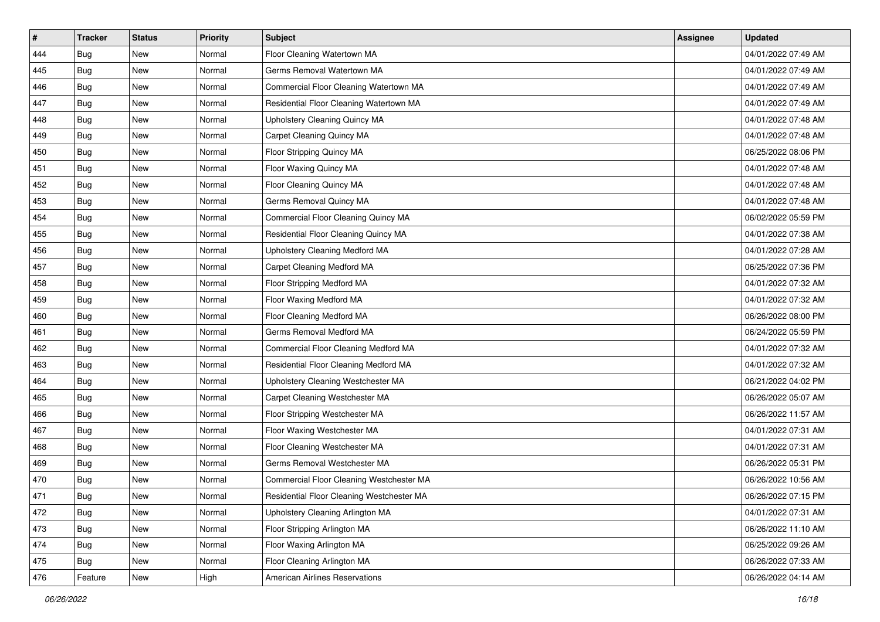| # | Tracker | Status | Priority | Subject | Assignee | Updated |
|---|---|---|---|---|---|---|
| 444 | Bug | New | Normal | Floor Cleaning Watertown MA | | 04/01/2022 07:49 AM |
| 445 | Bug | New | Normal | Germs Removal Watertown MA | | 04/01/2022 07:49 AM |
| 446 | Bug | New | Normal | Commercial Floor Cleaning Watertown MA | | 04/01/2022 07:49 AM |
| 447 | Bug | New | Normal | Residential Floor Cleaning Watertown MA | | 04/01/2022 07:49 AM |
| 448 | Bug | New | Normal | Upholstery Cleaning Quincy MA | | 04/01/2022 07:48 AM |
| 449 | Bug | New | Normal | Carpet Cleaning Quincy MA | | 04/01/2022 07:48 AM |
| 450 | Bug | New | Normal | Floor Stripping Quincy MA | | 06/25/2022 08:06 PM |
| 451 | Bug | New | Normal | Floor Waxing Quincy MA | | 04/01/2022 07:48 AM |
| 452 | Bug | New | Normal | Floor Cleaning Quincy MA | | 04/01/2022 07:48 AM |
| 453 | Bug | New | Normal | Germs Removal Quincy MA | | 04/01/2022 07:48 AM |
| 454 | Bug | New | Normal | Commercial Floor Cleaning Quincy MA | | 06/02/2022 05:59 PM |
| 455 | Bug | New | Normal | Residential Floor Cleaning Quincy MA | | 04/01/2022 07:38 AM |
| 456 | Bug | New | Normal | Upholstery Cleaning Medford MA | | 04/01/2022 07:28 AM |
| 457 | Bug | New | Normal | Carpet Cleaning Medford MA | | 06/25/2022 07:36 PM |
| 458 | Bug | New | Normal | Floor Stripping Medford MA | | 04/01/2022 07:32 AM |
| 459 | Bug | New | Normal | Floor Waxing Medford MA | | 04/01/2022 07:32 AM |
| 460 | Bug | New | Normal | Floor Cleaning Medford MA | | 06/26/2022 08:00 PM |
| 461 | Bug | New | Normal | Germs Removal Medford MA | | 06/24/2022 05:59 PM |
| 462 | Bug | New | Normal | Commercial Floor Cleaning Medford MA | | 04/01/2022 07:32 AM |
| 463 | Bug | New | Normal | Residential Floor Cleaning Medford MA | | 04/01/2022 07:32 AM |
| 464 | Bug | New | Normal | Upholstery Cleaning Westchester MA | | 06/21/2022 04:02 PM |
| 465 | Bug | New | Normal | Carpet Cleaning Westchester MA | | 06/26/2022 05:07 AM |
| 466 | Bug | New | Normal | Floor Stripping Westchester MA | | 06/26/2022 11:57 AM |
| 467 | Bug | New | Normal | Floor Waxing Westchester MA | | 04/01/2022 07:31 AM |
| 468 | Bug | New | Normal | Floor Cleaning Westchester MA | | 04/01/2022 07:31 AM |
| 469 | Bug | New | Normal | Germs Removal Westchester MA | | 06/26/2022 05:31 PM |
| 470 | Bug | New | Normal | Commercial Floor Cleaning Westchester MA | | 06/26/2022 10:56 AM |
| 471 | Bug | New | Normal | Residential Floor Cleaning Westchester MA | | 06/26/2022 07:15 PM |
| 472 | Bug | New | Normal | Upholstery Cleaning Arlington MA | | 04/01/2022 07:31 AM |
| 473 | Bug | New | Normal | Floor Stripping Arlington MA | | 06/26/2022 11:10 AM |
| 474 | Bug | New | Normal | Floor Waxing Arlington MA | | 06/25/2022 09:26 AM |
| 475 | Bug | New | Normal | Floor Cleaning Arlington MA | | 06/26/2022 07:33 AM |
| 476 | Feature | New | High | American Airlines Reservations | | 06/26/2022 04:14 AM |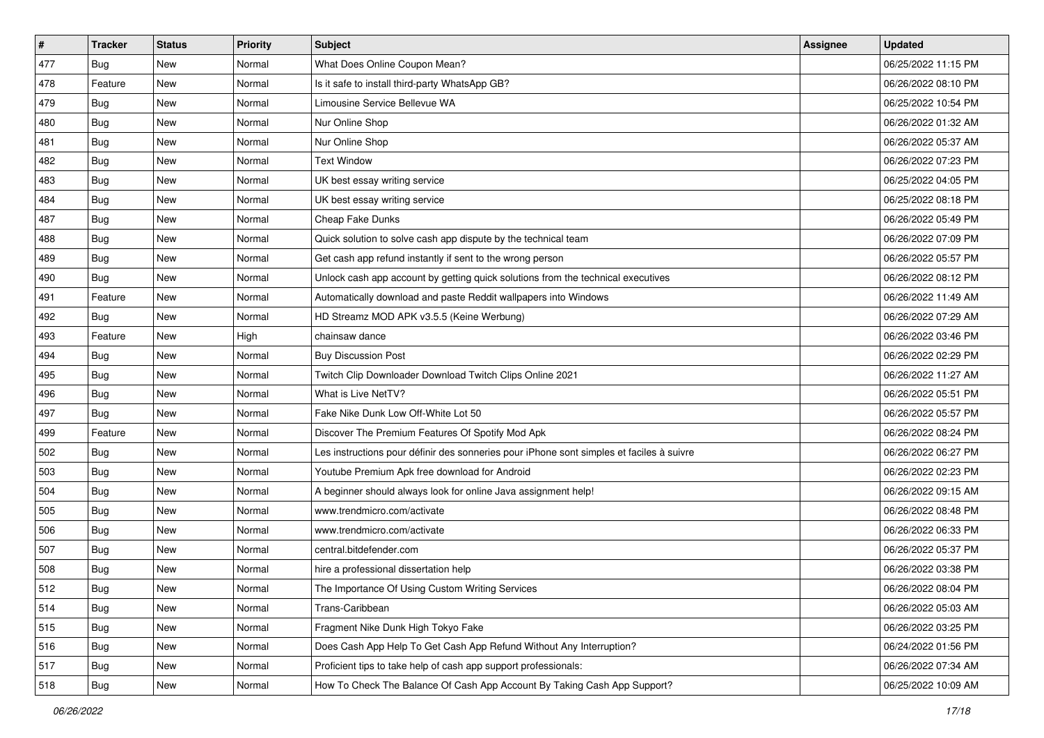| # | Tracker | Status | Priority | Subject | Assignee | Updated |
|---|---|---|---|---|---|---|
| 477 | Bug | New | Normal | What Does Online Coupon Mean? | | 06/25/2022 11:15 PM |
| 478 | Feature | New | Normal | Is it safe to install third-party WhatsApp GB? | | 06/26/2022 08:10 PM |
| 479 | Bug | New | Normal | Limousine Service Bellevue WA | | 06/25/2022 10:54 PM |
| 480 | Bug | New | Normal | Nur Online Shop | | 06/26/2022 01:32 AM |
| 481 | Bug | New | Normal | Nur Online Shop | | 06/26/2022 05:37 AM |
| 482 | Bug | New | Normal | Text Window | | 06/26/2022 07:23 PM |
| 483 | Bug | New | Normal | UK best essay writing service | | 06/25/2022 04:05 PM |
| 484 | Bug | New | Normal | UK best essay writing service | | 06/25/2022 08:18 PM |
| 487 | Bug | New | Normal | Cheap Fake Dunks | | 06/26/2022 05:49 PM |
| 488 | Bug | New | Normal | Quick solution to solve cash app dispute by the technical team | | 06/26/2022 07:09 PM |
| 489 | Bug | New | Normal | Get cash app refund instantly if sent to the wrong person | | 06/26/2022 05:57 PM |
| 490 | Bug | New | Normal | Unlock cash app account by getting quick solutions from the technical executives | | 06/26/2022 08:12 PM |
| 491 | Feature | New | Normal | Automatically download and paste Reddit wallpapers into Windows | | 06/26/2022 11:49 AM |
| 492 | Bug | New | Normal | HD Streamz MOD APK v3.5.5 (Keine Werbung) | | 06/26/2022 07:29 AM |
| 493 | Feature | New | High | chainsaw dance | | 06/26/2022 03:46 PM |
| 494 | Bug | New | Normal | Buy Discussion Post | | 06/26/2022 02:29 PM |
| 495 | Bug | New | Normal | Twitch Clip Downloader Download Twitch Clips Online 2021 | | 06/26/2022 11:27 AM |
| 496 | Bug | New | Normal | What is Live NetTV? | | 06/26/2022 05:51 PM |
| 497 | Bug | New | Normal | Fake Nike Dunk Low Off-White Lot 50 | | 06/26/2022 05:57 PM |
| 499 | Feature | New | Normal | Discover The Premium Features Of Spotify Mod Apk | | 06/26/2022 08:24 PM |
| 502 | Bug | New | Normal | Les instructions pour définir des sonneries pour iPhone sont simples et faciles à suivre | | 06/26/2022 06:27 PM |
| 503 | Bug | New | Normal | Youtube Premium Apk free download for Android | | 06/26/2022 02:23 PM |
| 504 | Bug | New | Normal | A beginner should always look for online Java assignment help! | | 06/26/2022 09:15 AM |
| 505 | Bug | New | Normal | www.trendmicro.com/activate | | 06/26/2022 08:48 PM |
| 506 | Bug | New | Normal | www.trendmicro.com/activate | | 06/26/2022 06:33 PM |
| 507 | Bug | New | Normal | central.bitdefender.com | | 06/26/2022 05:37 PM |
| 508 | Bug | New | Normal | hire a professional dissertation help | | 06/26/2022 03:38 PM |
| 512 | Bug | New | Normal | The Importance Of Using Custom Writing Services | | 06/26/2022 08:04 PM |
| 514 | Bug | New | Normal | Trans-Caribbean | | 06/26/2022 05:03 AM |
| 515 | Bug | New | Normal | Fragment Nike Dunk High Tokyo Fake | | 06/26/2022 03:25 PM |
| 516 | Bug | New | Normal | Does Cash App Help To Get Cash App Refund Without Any Interruption? | | 06/24/2022 01:56 PM |
| 517 | Bug | New | Normal | Proficient tips to take help of cash app support professionals: | | 06/26/2022 07:34 AM |
| 518 | Bug | New | Normal | How To Check The Balance Of Cash App Account By Taking Cash App Support? | | 06/25/2022 10:09 AM |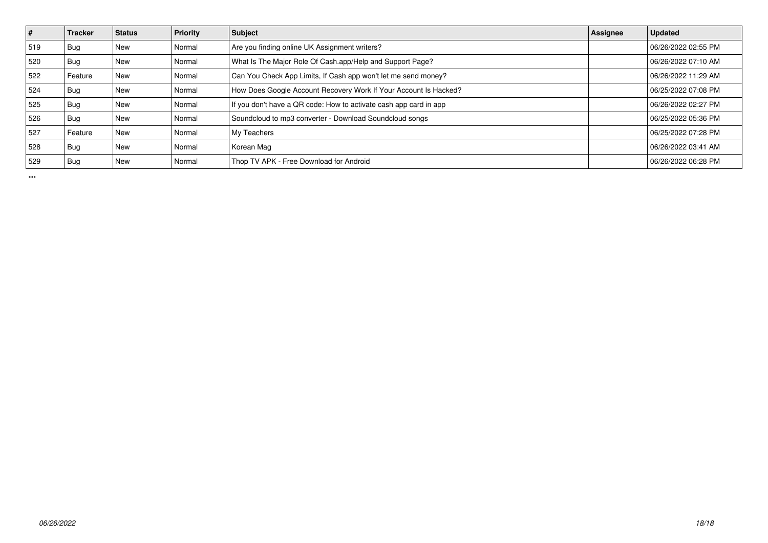| # | Tracker | Status | Priority | Subject | Assignee | Updated |
|---|---|---|---|---|---|---|
| 519 | Bug | New | Normal | Are you finding online UK Assignment writers? | | 06/26/2022 02:55 PM |
| 520 | Bug | New | Normal | What Is The Major Role Of Cash.app/Help and Support Page? | | 06/26/2022 07:10 AM |
| 522 | Feature | New | Normal | Can You Check App Limits, If Cash app won't let me send money? | | 06/26/2022 11:29 AM |
| 524 | Bug | New | Normal | How Does Google Account Recovery Work If Your Account Is Hacked? | | 06/25/2022 07:08 PM |
| 525 | Bug | New | Normal | If you don't have a QR code: How to activate cash app card in app | | 06/26/2022 02:27 PM |
| 526 | Bug | New | Normal | Soundcloud to mp3 converter - Download Soundcloud songs | | 06/25/2022 05:36 PM |
| 527 | Feature | New | Normal | My Teachers | | 06/25/2022 07:28 PM |
| 528 | Bug | New | Normal | Korean Mag | | 06/26/2022 03:41 AM |
| 529 | Bug | New | Normal | Thop TV APK - Free Download for Android | | 06/26/2022 06:28 PM |

...